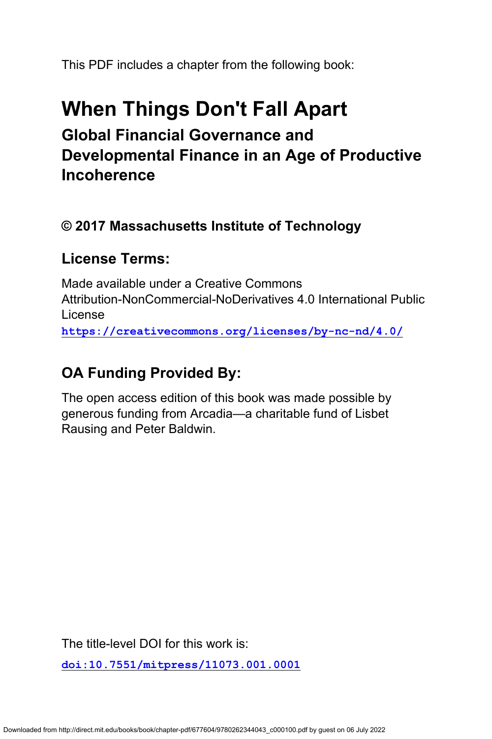This PDF includes a chapter from the following book:

# When Things Don't Fall Apart

## Global Financial Governance and Developmental Finance in an Age of Productive Incoherence

### © 2017 Massachusetts Institute of Technology

### License Terms:

Made available under a Creative Commons Attribution-NonCommercial-NoDerivatives 4.0 International Public License

**https://creativecommons.org/licenses/by-nc-nd/4.0/**

### OA Funding Provided By:

The open access edition of this book was made possible by generous funding from Arcadia—a charitable fund of Lisbet Rausing and Peter Baldwin.

The title-level DOI for this work is:

**doi:10.7551/mitpress/11073.001.0001**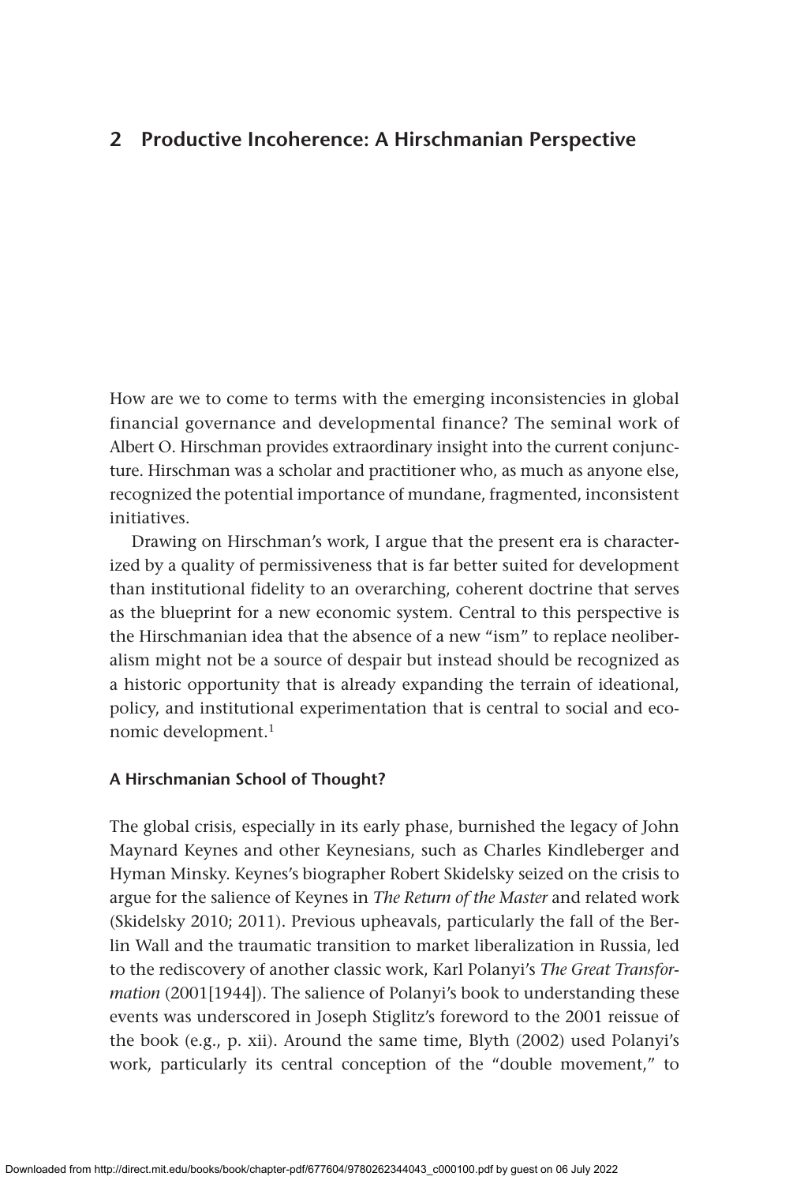## 2 Productive Incoherence: A Hirschmanian Perspective

How are we to come to terms with the emerging inconsistencies in global financial governance and developmental finance? The seminal work of Albert O. Hirschman provides extraordinary insight into the current conjuncture. Hirschman was a scholar and practitioner who, as much as anyone else, recognized the potential importance of mundane, fragmented, inconsistent initiatives.

Drawing on Hirschman's work, I argue that the present era is characterized by a quality of permissiveness that is far better suited for development than institutional fidelity to an overarching, coherent doctrine that serves as the blueprint for a new economic system. Central to this perspective is the Hirschmanian idea that the absence of a new "ism" to replace neoliberalism might not be a source of despair but instead should be recognized as a historic opportunity that is already expanding the terrain of ideational, policy, and institutional experimentation that is central to social and economic development.[1]

### A Hirschmanian School of Thought?

The global crisis, especially in its early phase, burnished the legacy of John Maynard Keynes and other Keynesians, such as Charles Kindleberger and Hyman Minsky. Keynes's biographer Robert Skidelsky seized on the crisis to argue for the salience of Keynes in *The Return of the Master* and related work (Skidelsky 2010; 2011). Previous upheavals, particularly the fall of the Berlin Wall and the traumatic transition to market liberalization in Russia, led to the rediscovery of another classic work, Karl Polanyi's *The Great Transformation* (2001[1944]). The salience of Polanyi's book to understanding these events was underscored in Joseph Stiglitz's foreword to the 2001 reissue of the book (e.g., p. xii). Around the same time, Blyth (2002) used Polanyi's work, particularly its central conception of the "double movement," to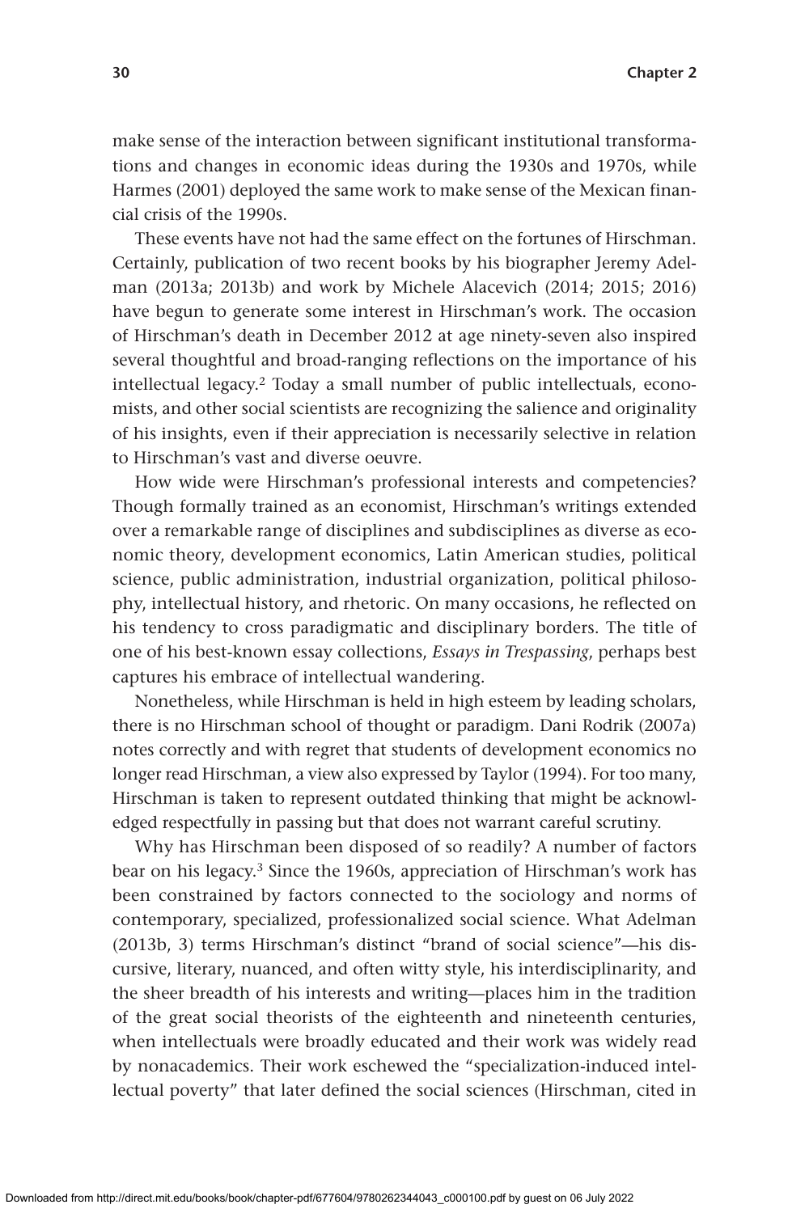make sense of the interaction between significant institutional transformations and changes in economic ideas during the 1930s and 1970s, while Harmes (2001) deployed the same work to make sense of the Mexican financial crisis of the 1990s.

These events have not had the same effect on the fortunes of Hirschman. Certainly, publication of two recent books by his biographer Jeremy Adelman (2013a; 2013b) and work by Michele Alacevich (2014; 2015; 2016) have begun to generate some interest in Hirschman's work. The occasion of Hirschman's death in December 2012 at age ninety-seven also inspired several thoughtful and broad-ranging reflections on the importance of his intellectual legacy.[2] Today a small number of public intellectuals, economists, and other social scientists are recognizing the salience and originality of his insights, even if their appreciation is necessarily selective in relation to Hirschman's vast and diverse oeuvre.

How wide were Hirschman's professional interests and competencies? Though formally trained as an economist, Hirschman's writings extended over a remarkable range of disciplines and subdisciplines as diverse as economic theory, development economics, Latin American studies, political science, public administration, industrial organization, political philosophy, intellectual history, and rhetoric. On many occasions, he reflected on his tendency to cross paradigmatic and disciplinary borders. The title of one of his best-known essay collections, *Essays in Trespassing*, perhaps best captures his embrace of intellectual wandering.

Nonetheless, while Hirschman is held in high esteem by leading scholars, there is no Hirschman school of thought or paradigm. Dani Rodrik (2007a) notes correctly and with regret that students of development economics no longer read Hirschman, a view also expressed by Taylor (1994). For too many, Hirschman is taken to represent outdated thinking that might be acknowledged respectfully in passing but that does not warrant careful scrutiny.

Why has Hirschman been disposed of so readily? A number of factors bear on his legacy.[3] Since the 1960s, appreciation of Hirschman's work has been constrained by factors connected to the sociology and norms of contemporary, specialized, professionalized social science. What Adelman (2013b, 3) terms Hirschman's distinct "brand of social science"—his discursive, literary, nuanced, and often witty style, his interdisciplinarity, and the sheer breadth of his interests and writing—places him in the tradition of the great social theorists of the eighteenth and nineteenth centuries, when intellectuals were broadly educated and their work was widely read by nonacademics. Their work eschewed the "specialization-induced intellectual poverty" that later defined the social sciences (Hirschman, cited in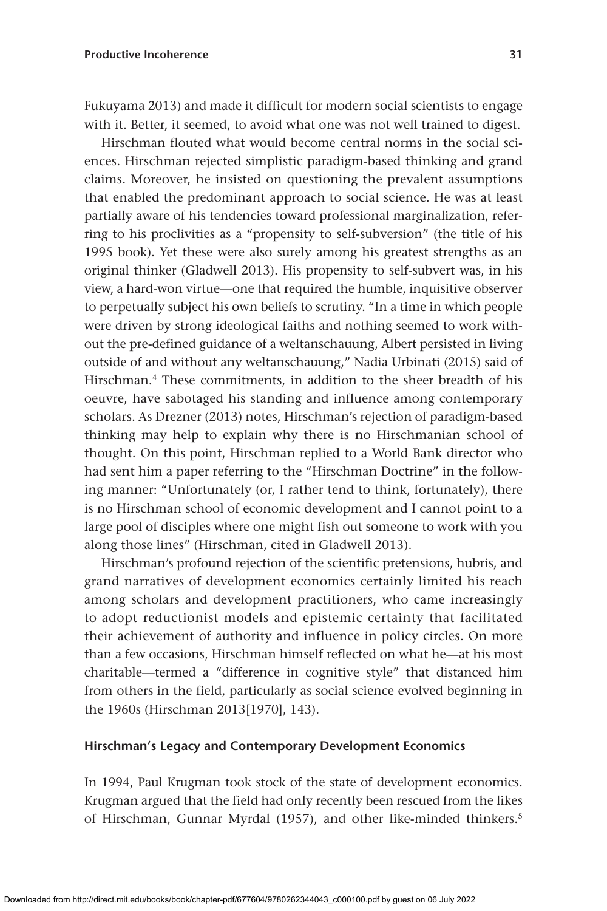Fukuyama 2013) and made it difficult for modern social scientists to engage with it. Better, it seemed, to avoid what one was not well trained to digest.

Hirschman flouted what would become central norms in the social sciences. Hirschman rejected simplistic paradigm-based thinking and grand claims. Moreover, he insisted on questioning the prevalent assumptions that enabled the predominant approach to social science. He was at least partially aware of his tendencies toward professional marginalization, referring to his proclivities as a "propensity to self-subversion" (the title of his 1995 book). Yet these were also surely among his greatest strengths as an original thinker (Gladwell 2013). His propensity to self-subvert was, in his view, a hard-won virtue—one that required the humble, inquisitive observer to perpetually subject his own beliefs to scrutiny. "In a time in which people were driven by strong ideological faiths and nothing seemed to work without the pre-defined guidance of a weltanschauung, Albert persisted in living outside of and without any weltanschauung," Nadia Urbinati (2015) said of Hirschman.[4] These commitments, in addition to the sheer breadth of his oeuvre, have sabotaged his standing and influence among contemporary scholars. As Drezner (2013) notes, Hirschman's rejection of paradigm-based thinking may help to explain why there is no Hirschmanian school of thought. On this point, Hirschman replied to a World Bank director who had sent him a paper referring to the "Hirschman Doctrine" in the following manner: "Unfortunately (or, I rather tend to think, fortunately), there is no Hirschman school of economic development and I cannot point to a large pool of disciples where one might fish out someone to work with you along those lines" (Hirschman, cited in Gladwell 2013).

Hirschman's profound rejection of the scientific pretensions, hubris, and grand narratives of development economics certainly limited his reach among scholars and development practitioners, who came increasingly to adopt reductionist models and epistemic certainty that facilitated their achievement of authority and influence in policy circles. On more than a few occasions, Hirschman himself reflected on what he—at his most charitable—termed a "difference in cognitive style" that distanced him from others in the field, particularly as social science evolved beginning in the 1960s (Hirschman 2013[1970], 143).

## Hirschman's Legacy and Contemporary Development Economics

In 1994, Paul Krugman took stock of the state of development economics. Krugman argued that the field had only recently been rescued from the likes of Hirschman, Gunnar Myrdal (1957), and other like-minded thinkers.[5]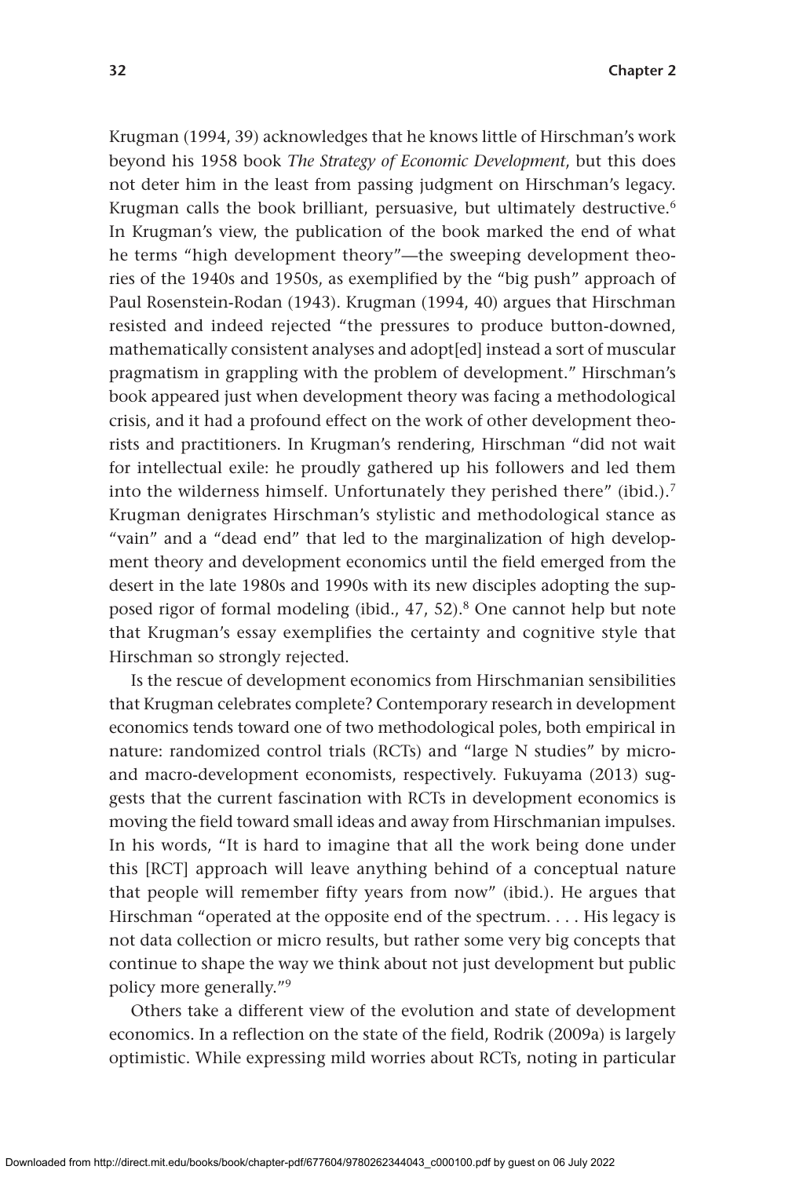Krugman (1994, 39) acknowledges that he knows little of Hirschman's work beyond his 1958 book *The Strategy of Economic Development*, but this does not deter him in the least from passing judgment on Hirschman's legacy. Krugman calls the book brilliant, persuasive, but ultimately destructive.[6] In Krugman's view, the publication of the book marked the end of what he terms "high development theory"—the sweeping development theories of the 1940s and 1950s, as exemplified by the "big push" approach of Paul Rosenstein-Rodan (1943). Krugman (1994, 40) argues that Hirschman resisted and indeed rejected "the pressures to produce button-downed, mathematically consistent analyses and adopt[ed] instead a sort of muscular pragmatism in grappling with the problem of development." Hirschman's book appeared just when development theory was facing a methodological crisis, and it had a profound effect on the work of other development theorists and practitioners. In Krugman's rendering, Hirschman "did not wait for intellectual exile: he proudly gathered up his followers and led them into the wilderness himself. Unfortunately they perished there" (ibid.).[7] Krugman denigrates Hirschman's stylistic and methodological stance as "vain" and a "dead end" that led to the marginalization of high development theory and development economics until the field emerged from the desert in the late 1980s and 1990s with its new disciples adopting the supposed rigor of formal modeling (ibid., 47, 52).[8] One cannot help but note that Krugman's essay exemplifies the certainty and cognitive style that Hirschman so strongly rejected.

Is the rescue of development economics from Hirschmanian sensibilities that Krugman celebrates complete? Contemporary research in development economics tends toward one of two methodological poles, both empirical in nature: randomized control trials (RCTs) and "large N studies" by micro- and macro-development economists, respectively. Fukuyama (2013) suggests that the current fascination with RCTs in development economics is moving the field toward small ideas and away from Hirschmanian impulses. In his words, "It is hard to imagine that all the work being done under this [RCT] approach will leave anything behind of a conceptual nature that people will remember fifty years from now" (ibid.). He argues that Hirschman "operated at the opposite end of the spectrum. . . . His legacy is not data collection or micro results, but rather some very big concepts that continue to shape the way we think about not just development but public policy more generally."[9]

Others take a different view of the evolution and state of development economics. In a reflection on the state of the field, Rodrik (2009a) is largely optimistic. While expressing mild worries about RCTs, noting in particular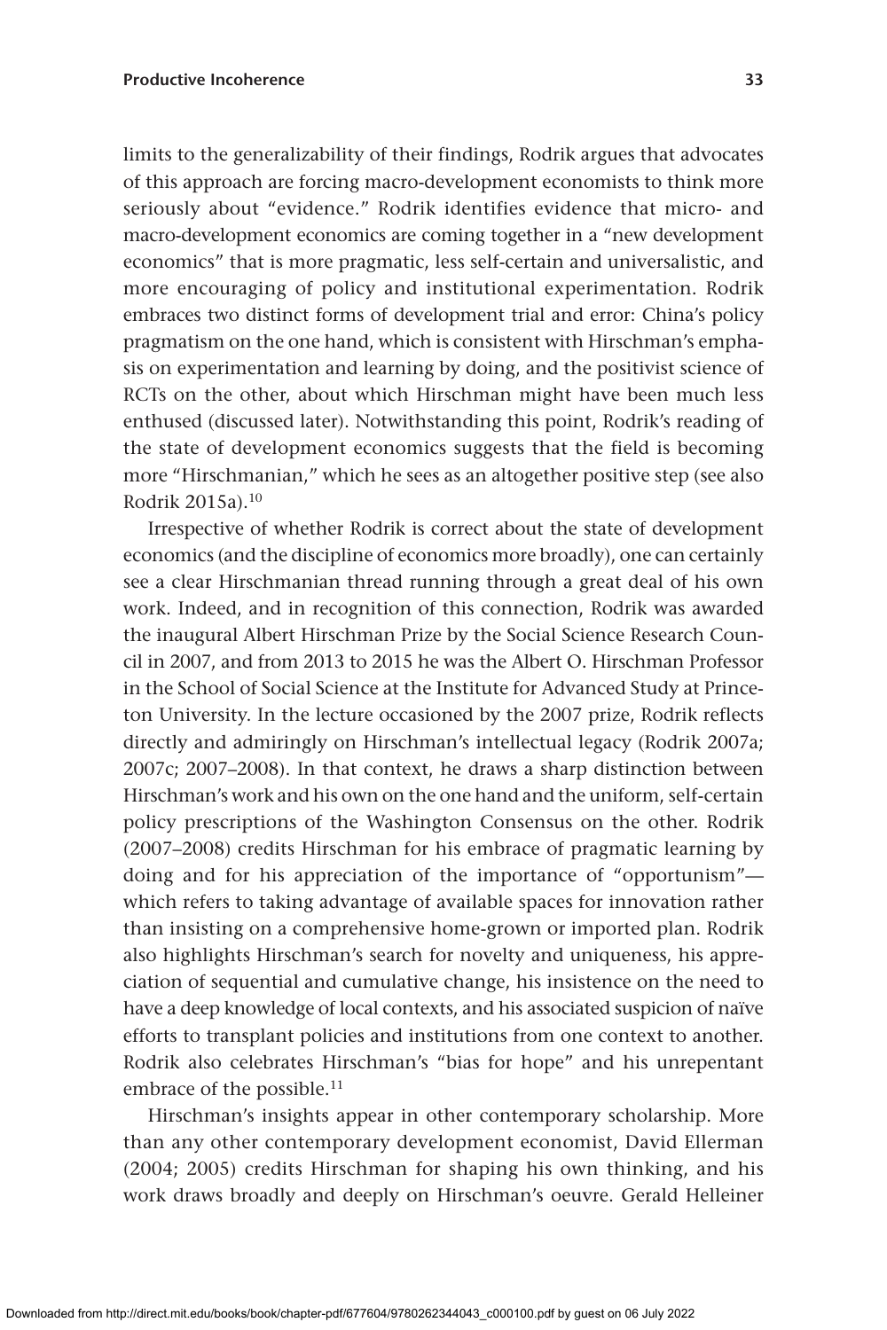limits to the generalizability of their findings, Rodrik argues that advocates of this approach are forcing macro-development economists to think more seriously about "evidence." Rodrik identifies evidence that micro- and macro-development economics are coming together in a "new development economics" that is more pragmatic, less self-certain and universalistic, and more encouraging of policy and institutional experimentation. Rodrik embraces two distinct forms of development trial and error: China's policy pragmatism on the one hand, which is consistent with Hirschman's emphasis on experimentation and learning by doing, and the positivist science of RCTs on the other, about which Hirschman might have been much less enthused (discussed later). Notwithstanding this point, Rodrik's reading of the state of development economics suggests that the field is becoming more "Hirschmanian," which he sees as an altogether positive step (see also Rodrik 2015a).[10]

Irrespective of whether Rodrik is correct about the state of development economics (and the discipline of economics more broadly), one can certainly see a clear Hirschmanian thread running through a great deal of his own work. Indeed, and in recognition of this connection, Rodrik was awarded the inaugural Albert Hirschman Prize by the Social Science Research Council in 2007, and from 2013 to 2015 he was the Albert O. Hirschman Professor in the School of Social Science at the Institute for Advanced Study at Princeton University. In the lecture occasioned by the 2007 prize, Rodrik reflects directly and admiringly on Hirschman's intellectual legacy (Rodrik 2007a; 2007c; 2007–2008). In that context, he draws a sharp distinction between Hirschman's work and his own on the one hand and the uniform, self-certain policy prescriptions of the Washington Consensus on the other. Rodrik (2007–2008) credits Hirschman for his embrace of pragmatic learning by doing and for his appreciation of the importance of "opportunism"—which refers to taking advantage of available spaces for innovation rather than insisting on a comprehensive home-grown or imported plan. Rodrik also highlights Hirschman's search for novelty and uniqueness, his appreciation of sequential and cumulative change, his insistence on the need to have a deep knowledge of local contexts, and his associated suspicion of naïve efforts to transplant policies and institutions from one context to another. Rodrik also celebrates Hirschman's "bias for hope" and his unrepentant embrace of the possible.[11]

Hirschman's insights appear in other contemporary scholarship. More than any other contemporary development economist, David Ellerman (2004; 2005) credits Hirschman for shaping his own thinking, and his work draws broadly and deeply on Hirschman's oeuvre. Gerald Helleiner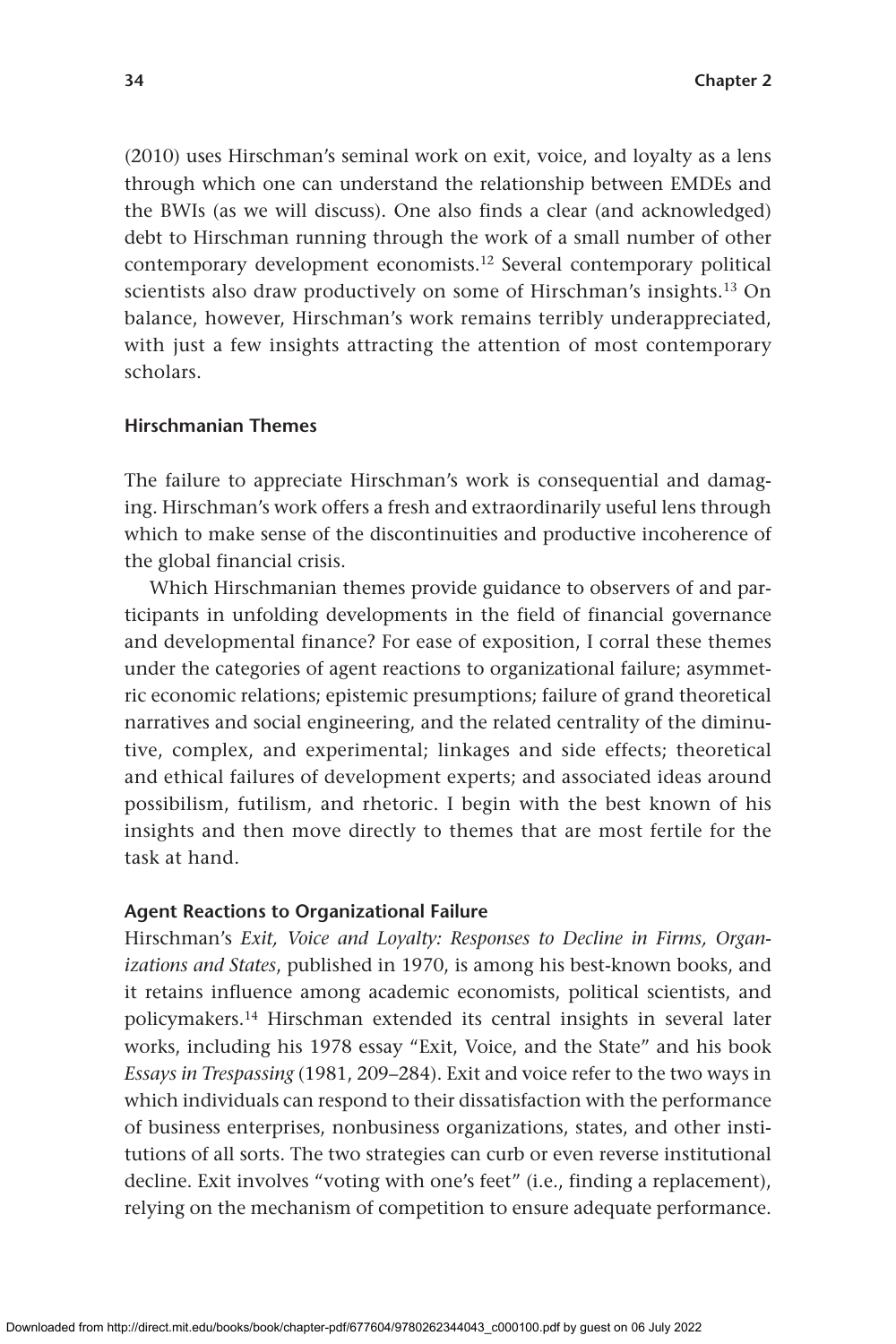(2010) uses Hirschman's seminal work on exit, voice, and loyalty as a lens through which one can understand the relationship between EMDEs and the BWIs (as we will discuss). One also finds a clear (and acknowledged) debt to Hirschman running through the work of a small number of other contemporary development economists.[12] Several contemporary political scientists also draw productively on some of Hirschman's insights.[13] On balance, however, Hirschman's work remains terribly underappreciated, with just a few insights attracting the attention of most contemporary scholars.

## Hirschmanian Themes

The failure to appreciate Hirschman's work is consequential and damaging. Hirschman's work offers a fresh and extraordinarily useful lens through which to make sense of the discontinuities and productive incoherence of the global financial crisis.

Which Hirschmanian themes provide guidance to observers of and participants in unfolding developments in the field of financial governance and developmental finance? For ease of exposition, I corral these themes under the categories of agent reactions to organizational failure; asymmetric economic relations; epistemic presumptions; failure of grand theoretical narratives and social engineering, and the related centrality of the diminutive, complex, and experimental; linkages and side effects; theoretical and ethical failures of development experts; and associated ideas around possibilism, futilism, and rhetoric. I begin with the best known of his insights and then move directly to themes that are most fertile for the task at hand.

### Agent Reactions to Organizational Failure

Hirschman's *Exit, Voice and Loyalty: Responses to Decline in Firms, Organizations and States*, published in 1970, is among his best-known books, and it retains influence among academic economists, political scientists, and policymakers.[14] Hirschman extended its central insights in several later works, including his 1978 essay "Exit, Voice, and the State" and his book *Essays in Trespassing* (1981, 209–284). Exit and voice refer to the two ways in which individuals can respond to their dissatisfaction with the performance of business enterprises, nonbusiness organizations, states, and other institutions of all sorts. The two strategies can curb or even reverse institutional decline. Exit involves "voting with one's feet" (i.e., finding a replacement), relying on the mechanism of competition to ensure adequate performance.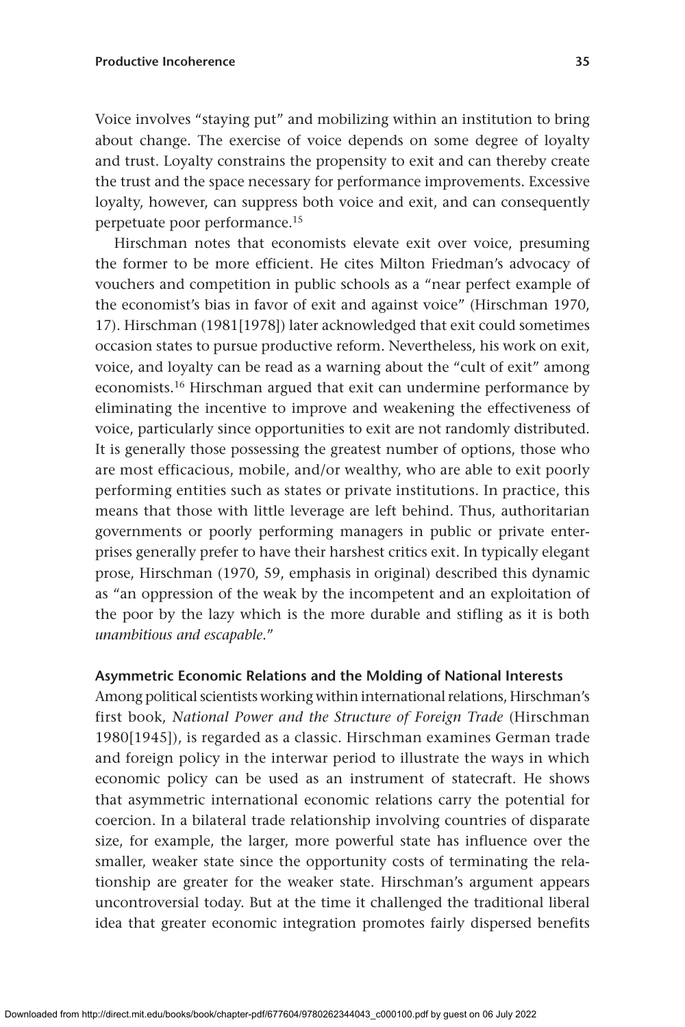Voice involves "staying put" and mobilizing within an institution to bring about change. The exercise of voice depends on some degree of loyalty and trust. Loyalty constrains the propensity to exit and can thereby create the trust and the space necessary for performance improvements. Excessive loyalty, however, can suppress both voice and exit, and can consequently perpetuate poor performance.[15]

Hirschman notes that economists elevate exit over voice, presuming the former to be more efficient. He cites Milton Friedman's advocacy of vouchers and competition in public schools as a "near perfect example of the economist's bias in favor of exit and against voice" (Hirschman 1970, 17). Hirschman (1981[1978]) later acknowledged that exit could sometimes occasion states to pursue productive reform. Nevertheless, his work on exit, voice, and loyalty can be read as a warning about the "cult of exit" among economists.[16] Hirschman argued that exit can undermine performance by eliminating the incentive to improve and weakening the effectiveness of voice, particularly since opportunities to exit are not randomly distributed. It is generally those possessing the greatest number of options, those who are most efficacious, mobile, and/or wealthy, who are able to exit poorly performing entities such as states or private institutions. In practice, this means that those with little leverage are left behind. Thus, authoritarian governments or poorly performing managers in public or private enterprises generally prefer to have their harshest critics exit. In typically elegant prose, Hirschman (1970, 59, emphasis in original) described this dynamic as "an oppression of the weak by the incompetent and an exploitation of the poor by the lazy which is the more durable and stifling as it is both *unambitious and escapable*."

### Asymmetric Economic Relations and the Molding of National Interests

Among political scientists working within international relations, Hirschman's first book, *National Power and the Structure of Foreign Trade* (Hirschman 1980[1945]), is regarded as a classic. Hirschman examines German trade and foreign policy in the interwar period to illustrate the ways in which economic policy can be used as an instrument of statecraft. He shows that asymmetric international economic relations carry the potential for coercion. In a bilateral trade relationship involving countries of disparate size, for example, the larger, more powerful state has influence over the smaller, weaker state since the opportunity costs of terminating the relationship are greater for the weaker state. Hirschman's argument appears uncontroversial today. But at the time it challenged the traditional liberal idea that greater economic integration promotes fairly dispersed benefits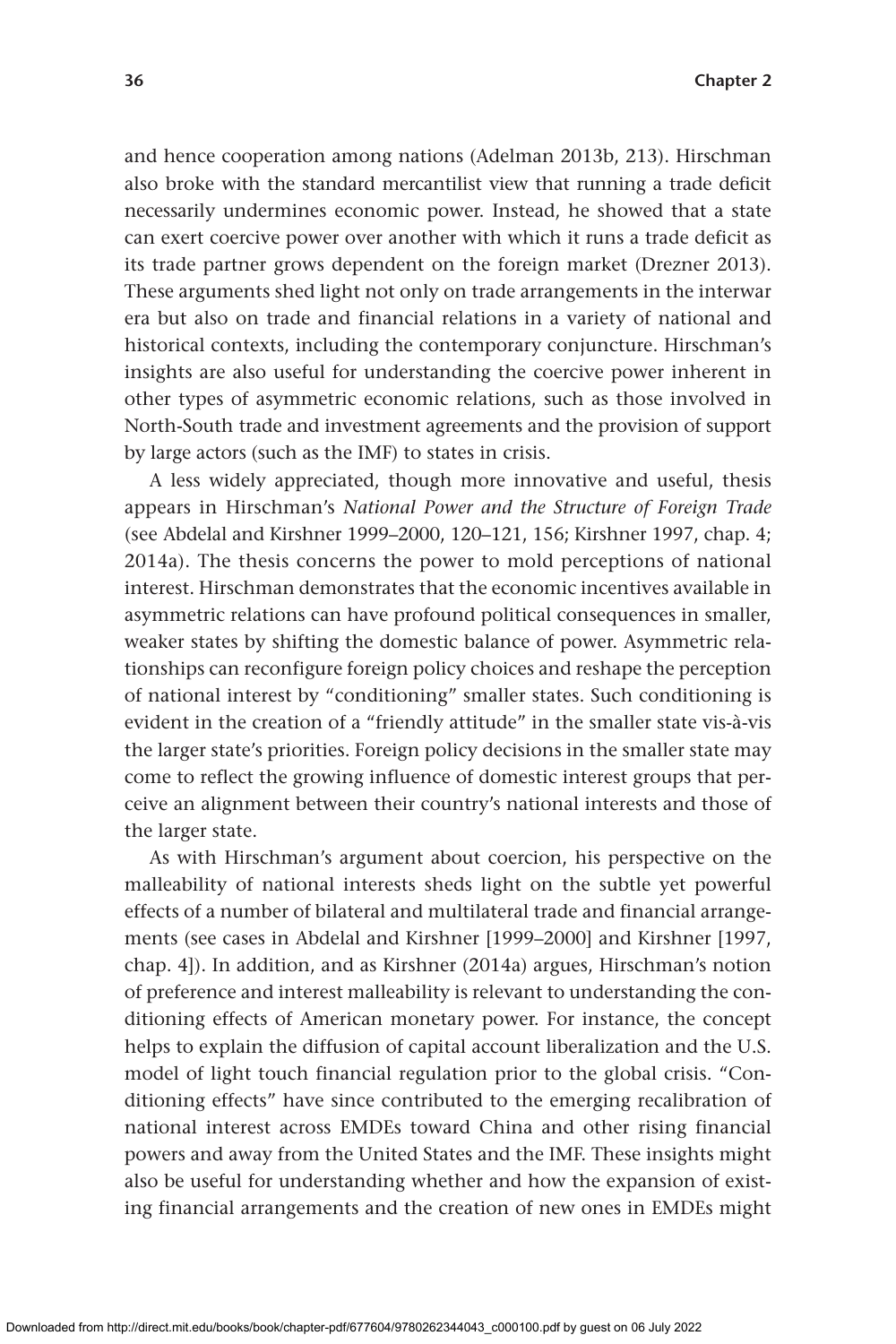and hence cooperation among nations (Adelman 2013b, 213). Hirschman also broke with the standard mercantilist view that running a trade deficit necessarily undermines economic power. Instead, he showed that a state can exert coercive power over another with which it runs a trade deficit as its trade partner grows dependent on the foreign market (Drezner 2013). These arguments shed light not only on trade arrangements in the interwar era but also on trade and financial relations in a variety of national and historical contexts, including the contemporary conjuncture. Hirschman's insights are also useful for understanding the coercive power inherent in other types of asymmetric economic relations, such as those involved in North-South trade and investment agreements and the provision of support by large actors (such as the IMF) to states in crisis.

A less widely appreciated, though more innovative and useful, thesis appears in Hirschman's *National Power and the Structure of Foreign Trade* (see Abdelal and Kirshner 1999–2000, 120–121, 156; Kirshner 1997, chap. 4; 2014a). The thesis concerns the power to mold perceptions of national interest. Hirschman demonstrates that the economic incentives available in asymmetric relations can have profound political consequences in smaller, weaker states by shifting the domestic balance of power. Asymmetric relationships can reconfigure foreign policy choices and reshape the perception of national interest by "conditioning" smaller states. Such conditioning is evident in the creation of a "friendly attitude" in the smaller state vis-à-vis the larger state's priorities. Foreign policy decisions in the smaller state may come to reflect the growing influence of domestic interest groups that perceive an alignment between their country's national interests and those of the larger state.

As with Hirschman's argument about coercion, his perspective on the malleability of national interests sheds light on the subtle yet powerful effects of a number of bilateral and multilateral trade and financial arrangements (see cases in Abdelal and Kirshner [1999–2000] and Kirshner [1997, chap. 4]). In addition, and as Kirshner (2014a) argues, Hirschman's notion of preference and interest malleability is relevant to understanding the conditioning effects of American monetary power. For instance, the concept helps to explain the diffusion of capital account liberalization and the U.S. model of light touch financial regulation prior to the global crisis. "Conditioning effects" have since contributed to the emerging recalibration of national interest across EMDEs toward China and other rising financial powers and away from the United States and the IMF. These insights might also be useful for understanding whether and how the expansion of existing financial arrangements and the creation of new ones in EMDEs might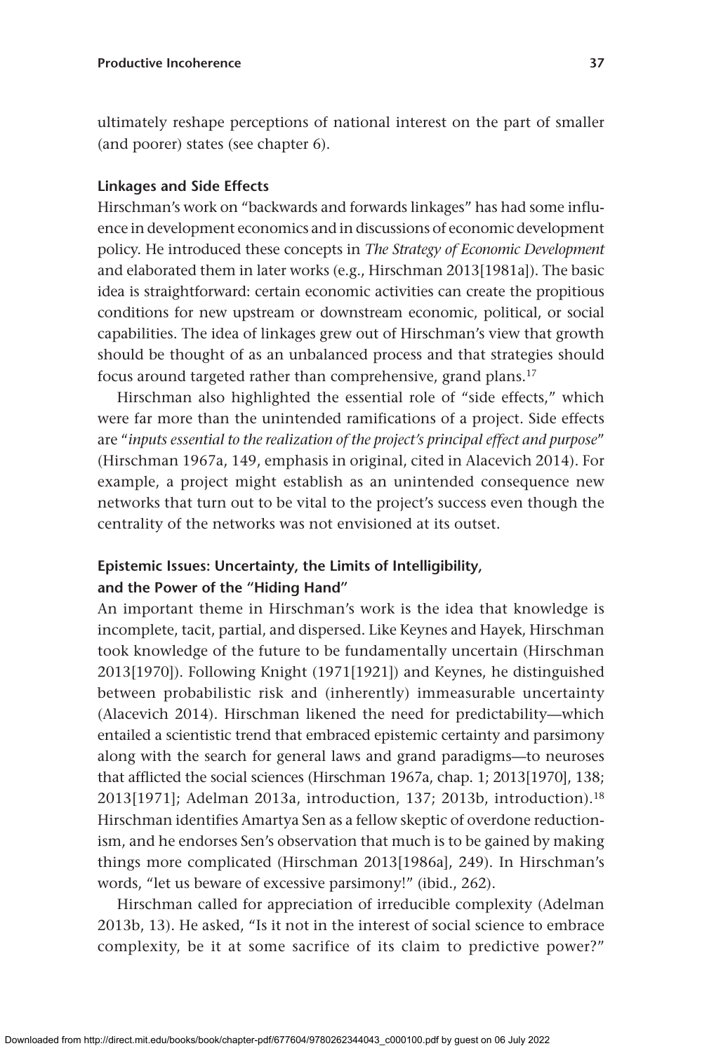ultimately reshape perceptions of national interest on the part of smaller (and poorer) states (see chapter 6).

### Linkages and Side Effects

Hirschman's work on "backwards and forwards linkages" has had some influence in development economics and in discussions of economic development policy. He introduced these concepts in *The Strategy of Economic Development* and elaborated them in later works (e.g., Hirschman 2013[1981a]). The basic idea is straightforward: certain economic activities can create the propitious conditions for new upstream or downstream economic, political, or social capabilities. The idea of linkages grew out of Hirschman's view that growth should be thought of as an unbalanced process and that strategies should focus around targeted rather than comprehensive, grand plans.[17]

Hirschman also highlighted the essential role of "side effects," which were far more than the unintended ramifications of a project. Side effects are "*inputs essential to the realization of the project's principal effect and purpose*" (Hirschman 1967a, 149, emphasis in original, cited in Alacevich 2014). For example, a project might establish as an unintended consequence new networks that turn out to be vital to the project's success even though the centrality of the networks was not envisioned at its outset.

## Epistemic Issues: Uncertainty, the Limits of Intelligibility, and the Power of the "Hiding Hand"

An important theme in Hirschman's work is the idea that knowledge is incomplete, tacit, partial, and dispersed. Like Keynes and Hayek, Hirschman took knowledge of the future to be fundamentally uncertain (Hirschman 2013[1970]). Following Knight (1971[1921]) and Keynes, he distinguished between probabilistic risk and (inherently) immeasurable uncertainty (Alacevich 2014). Hirschman likened the need for predictability—which entailed a scientistic trend that embraced epistemic certainty and parsimony along with the search for general laws and grand paradigms—to neuroses that afflicted the social sciences (Hirschman 1967a, chap. 1; 2013[1970], 138; 2013[1971]; Adelman 2013a, introduction, 137; 2013b, introduction).[18] Hirschman identifies Amartya Sen as a fellow skeptic of overdone reductionism, and he endorses Sen's observation that much is to be gained by making things more complicated (Hirschman 2013[1986a], 249). In Hirschman's words, "let us beware of excessive parsimony!" (ibid., 262).

Hirschman called for appreciation of irreducible complexity (Adelman 2013b, 13). He asked, "Is it not in the interest of social science to embrace complexity, be it at some sacrifice of its claim to predictive power?"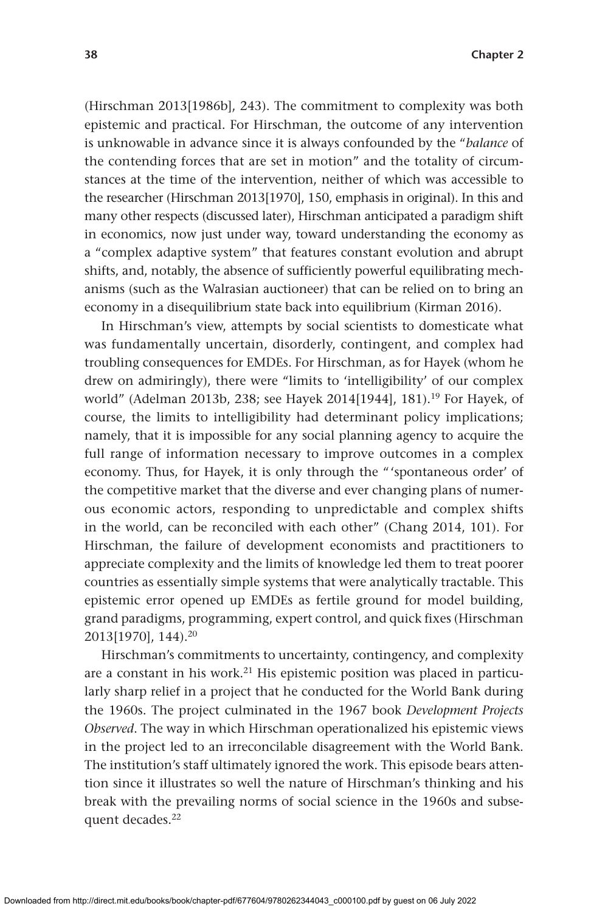(Hirschman 2013[1986b], 243). The commitment to complexity was both epistemic and practical. For Hirschman, the outcome of any intervention is unknowable in advance since it is always confounded by the "*balance* of the contending forces that are set in motion" and the totality of circumstances at the time of the intervention, neither of which was accessible to the researcher (Hirschman 2013[1970], 150, emphasis in original). In this and many other respects (discussed later), Hirschman anticipated a paradigm shift in economics, now just under way, toward understanding the economy as a "complex adaptive system" that features constant evolution and abrupt shifts, and, notably, the absence of sufficiently powerful equilibrating mechanisms (such as the Walrasian auctioneer) that can be relied on to bring an economy in a disequilibrium state back into equilibrium (Kirman 2016).

In Hirschman's view, attempts by social scientists to domesticate what was fundamentally uncertain, disorderly, contingent, and complex had troubling consequences for EMDEs. For Hirschman, as for Hayek (whom he drew on admiringly), there were "limits to 'intelligibility' of our complex world" (Adelman 2013b, 238; see Hayek 2014[1944], 181).[19] For Hayek, of course, the limits to intelligibility had determinant policy implications; namely, that it is impossible for any social planning agency to acquire the full range of information necessary to improve outcomes in a complex economy. Thus, for Hayek, it is only through the "'spontaneous order' of the competitive market that the diverse and ever changing plans of numerous economic actors, responding to unpredictable and complex shifts in the world, can be reconciled with each other" (Chang 2014, 101). For Hirschman, the failure of development economists and practitioners to appreciate complexity and the limits of knowledge led them to treat poorer countries as essentially simple systems that were analytically tractable. This epistemic error opened up EMDEs as fertile ground for model building, grand paradigms, programming, expert control, and quick fixes (Hirschman 2013[1970], 144).[20]

Hirschman's commitments to uncertainty, contingency, and complexity are a constant in his work.[21] His epistemic position was placed in particularly sharp relief in a project that he conducted for the World Bank during the 1960s. The project culminated in the 1967 book *Development Projects Observed*. The way in which Hirschman operationalized his epistemic views in the project led to an irreconcilable disagreement with the World Bank. The institution's staff ultimately ignored the work. This episode bears attention since it illustrates so well the nature of Hirschman's thinking and his break with the prevailing norms of social science in the 1960s and subsequent decades.[22]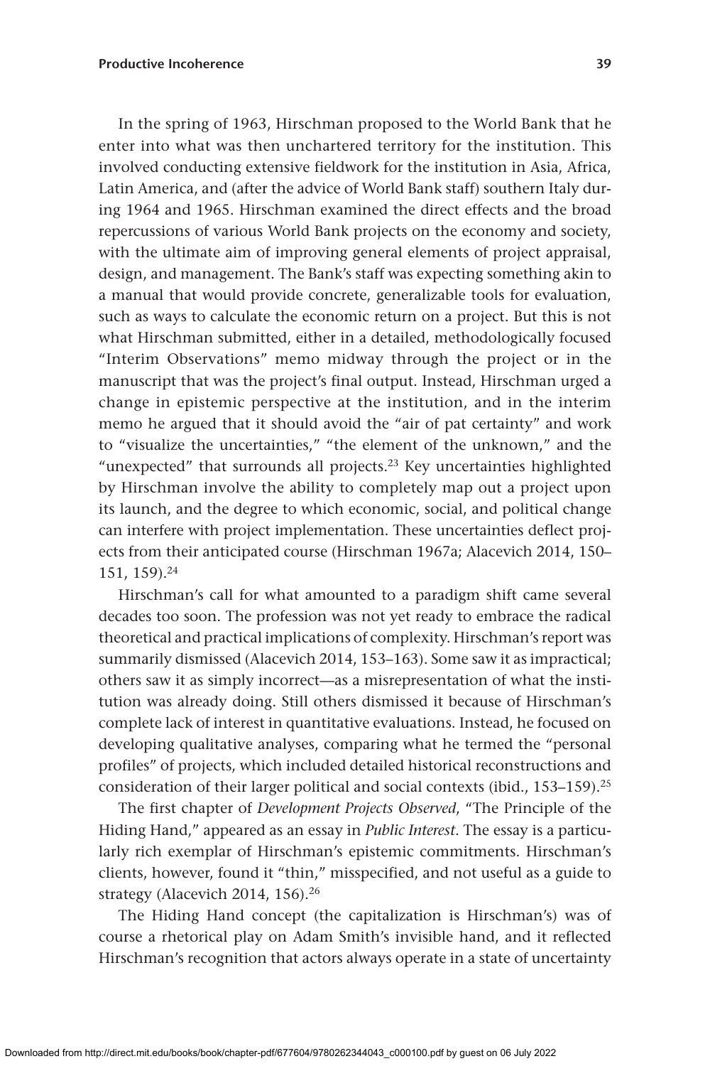In the spring of 1963, Hirschman proposed to the World Bank that he enter into what was then unchartered territory for the institution. This involved conducting extensive fieldwork for the institution in Asia, Africa, Latin America, and (after the advice of World Bank staff) southern Italy during 1964 and 1965. Hirschman examined the direct effects and the broad repercussions of various World Bank projects on the economy and society, with the ultimate aim of improving general elements of project appraisal, design, and management. The Bank's staff was expecting something akin to a manual that would provide concrete, generalizable tools for evaluation, such as ways to calculate the economic return on a project. But this is not what Hirschman submitted, either in a detailed, methodologically focused "Interim Observations" memo midway through the project or in the manuscript that was the project's final output. Instead, Hirschman urged a change in epistemic perspective at the institution, and in the interim memo he argued that it should avoid the "air of pat certainty" and work to "visualize the uncertainties," "the element of the unknown," and the "unexpected" that surrounds all projects.[23] Key uncertainties highlighted by Hirschman involve the ability to completely map out a project upon its launch, and the degree to which economic, social, and political change can interfere with project implementation. These uncertainties deflect projects from their anticipated course (Hirschman 1967a; Alacevich 2014, 150–151, 159).[24]

Hirschman's call for what amounted to a paradigm shift came several decades too soon. The profession was not yet ready to embrace the radical theoretical and practical implications of complexity. Hirschman's report was summarily dismissed (Alacevich 2014, 153–163). Some saw it as impractical; others saw it as simply incorrect—as a misrepresentation of what the institution was already doing. Still others dismissed it because of Hirschman's complete lack of interest in quantitative evaluations. Instead, he focused on developing qualitative analyses, comparing what he termed the "personal profiles" of projects, which included detailed historical reconstructions and consideration of their larger political and social contexts (ibid., 153–159).[25]

The first chapter of *Development Projects Observed*, "The Principle of the Hiding Hand," appeared as an essay in *Public Interest*. The essay is a particularly rich exemplar of Hirschman's epistemic commitments. Hirschman's clients, however, found it "thin," misspecified, and not useful as a guide to strategy (Alacevich 2014, 156).[26]

The Hiding Hand concept (the capitalization is Hirschman's) was of course a rhetorical play on Adam Smith's invisible hand, and it reflected Hirschman's recognition that actors always operate in a state of uncertainty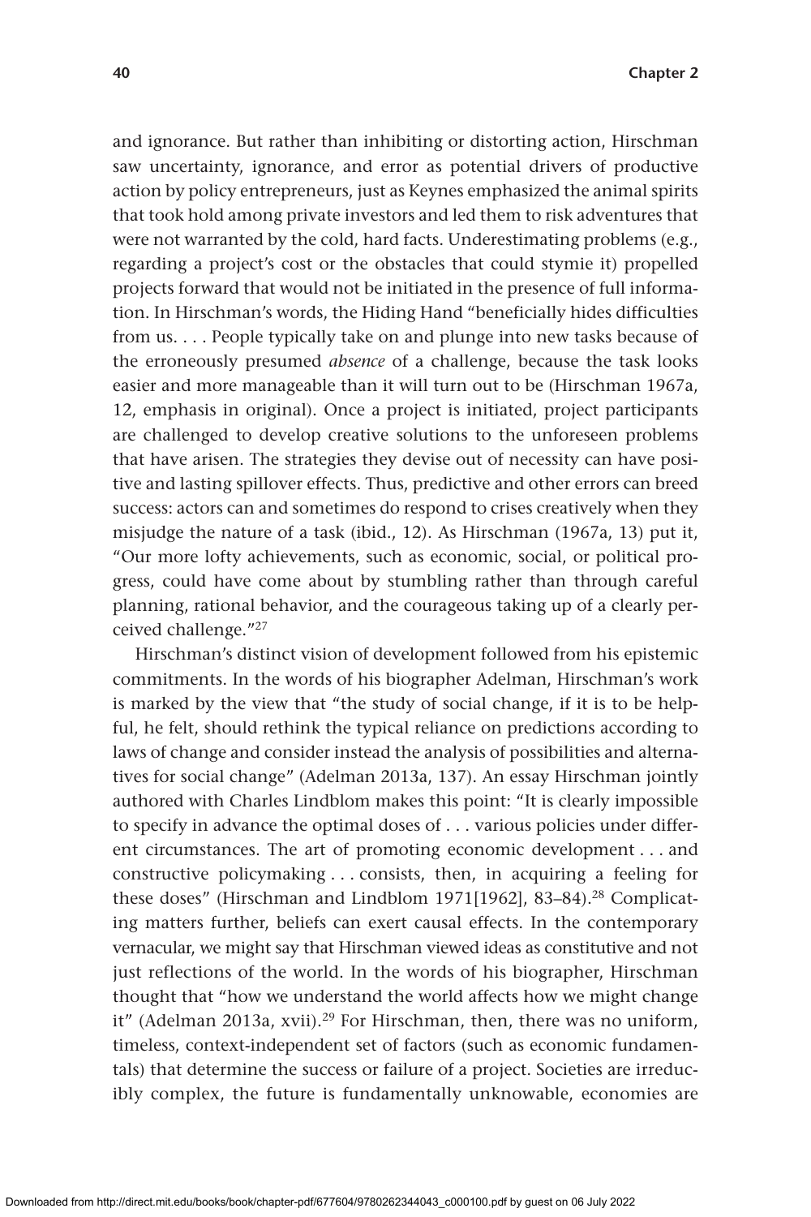and ignorance. But rather than inhibiting or distorting action, Hirschman saw uncertainty, ignorance, and error as potential drivers of productive action by policy entrepreneurs, just as Keynes emphasized the animal spirits that took hold among private investors and led them to risk adventures that were not warranted by the cold, hard facts. Underestimating problems (e.g., regarding a project's cost or the obstacles that could stymie it) propelled projects forward that would not be initiated in the presence of full information. In Hirschman's words, the Hiding Hand "beneficially hides difficulties from us. . . . People typically take on and plunge into new tasks because of the erroneously presumed *absence* of a challenge, because the task looks easier and more manageable than it will turn out to be (Hirschman 1967a, 12, emphasis in original). Once a project is initiated, project participants are challenged to develop creative solutions to the unforeseen problems that have arisen. The strategies they devise out of necessity can have positive and lasting spillover effects. Thus, predictive and other errors can breed success: actors can and sometimes do respond to crises creatively when they misjudge the nature of a task (ibid., 12). As Hirschman (1967a, 13) put it, "Our more lofty achievements, such as economic, social, or political progress, could have come about by stumbling rather than through careful planning, rational behavior, and the courageous taking up of a clearly perceived challenge."[27]

Hirschman's distinct vision of development followed from his epistemic commitments. In the words of his biographer Adelman, Hirschman's work is marked by the view that "the study of social change, if it is to be helpful, he felt, should rethink the typical reliance on predictions according to laws of change and consider instead the analysis of possibilities and alternatives for social change" (Adelman 2013a, 137). An essay Hirschman jointly authored with Charles Lindblom makes this point: "It is clearly impossible to specify in advance the optimal doses of . . . various policies under different circumstances. The art of promoting economic development . . . and constructive policymaking . . . consists, then, in acquiring a feeling for these doses" (Hirschman and Lindblom 1971[1962], 83–84).[28] Complicating matters further, beliefs can exert causal effects. In the contemporary vernacular, we might say that Hirschman viewed ideas as constitutive and not just reflections of the world. In the words of his biographer, Hirschman thought that "how we understand the world affects how we might change it" (Adelman 2013a, xvii).[29] For Hirschman, then, there was no uniform, timeless, context-independent set of factors (such as economic fundamentals) that determine the success or failure of a project. Societies are irreducibly complex, the future is fundamentally unknowable, economies are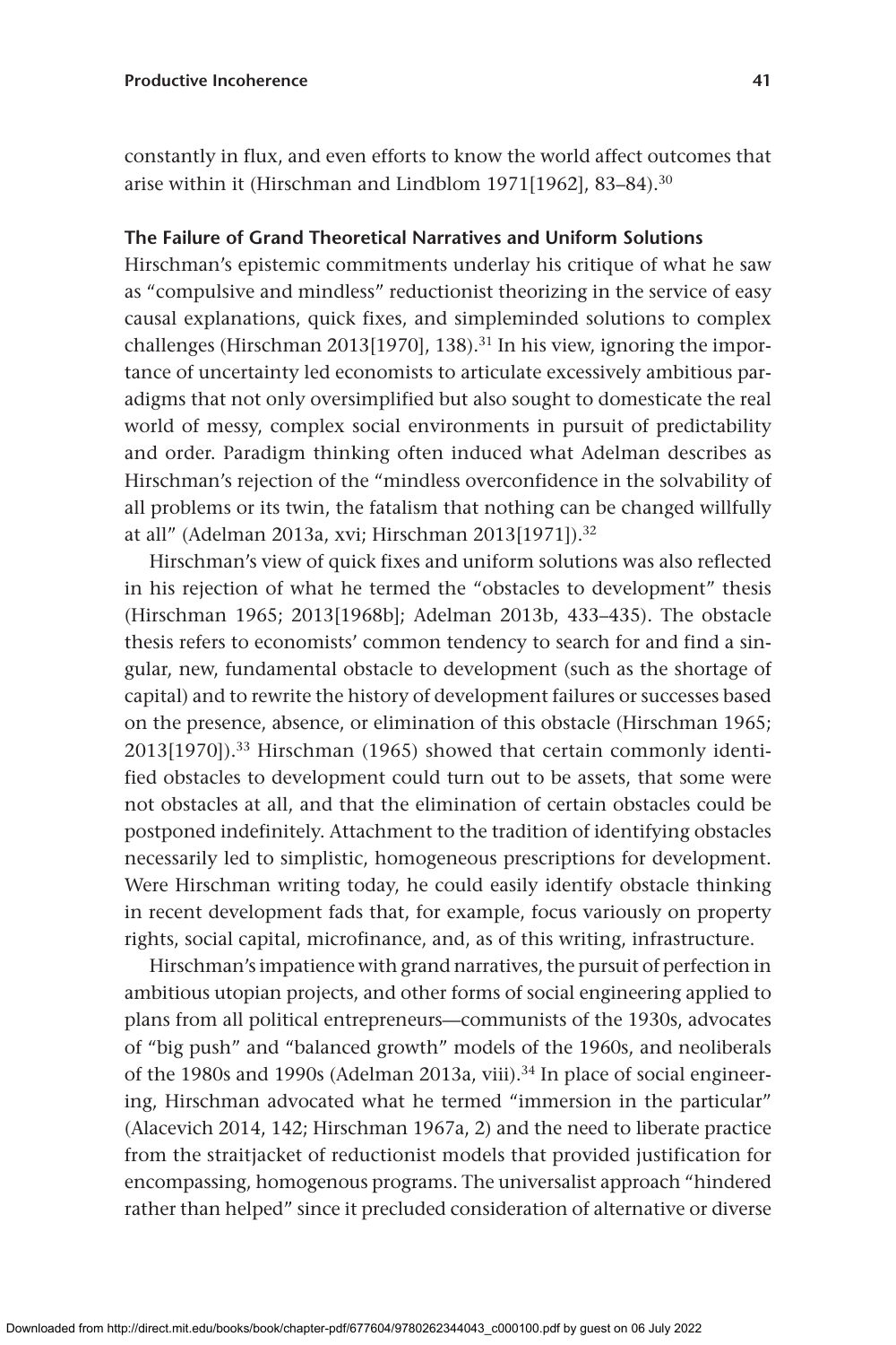constantly in flux, and even efforts to know the world affect outcomes that arise within it (Hirschman and Lindblom 1971[1962], 83–84).[30]

### The Failure of Grand Theoretical Narratives and Uniform Solutions

Hirschman's epistemic commitments underlay his critique of what he saw as "compulsive and mindless" reductionist theorizing in the service of easy causal explanations, quick fixes, and simpleminded solutions to complex challenges (Hirschman 2013[1970], 138).[31] In his view, ignoring the importance of uncertainty led economists to articulate excessively ambitious paradigms that not only oversimplified but also sought to domesticate the real world of messy, complex social environments in pursuit of predictability and order. Paradigm thinking often induced what Adelman describes as Hirschman's rejection of the "mindless overconfidence in the solvability of all problems or its twin, the fatalism that nothing can be changed willfully at all" (Adelman 2013a, xvi; Hirschman 2013[1971]).[32]

Hirschman's view of quick fixes and uniform solutions was also reflected in his rejection of what he termed the "obstacles to development" thesis (Hirschman 1965; 2013[1968b]; Adelman 2013b, 433–435). The obstacle thesis refers to economists' common tendency to search for and find a singular, new, fundamental obstacle to development (such as the shortage of capital) and to rewrite the history of development failures or successes based on the presence, absence, or elimination of this obstacle (Hirschman 1965; 2013[1970]).[33] Hirschman (1965) showed that certain commonly identified obstacles to development could turn out to be assets, that some were not obstacles at all, and that the elimination of certain obstacles could be postponed indefinitely. Attachment to the tradition of identifying obstacles necessarily led to simplistic, homogeneous prescriptions for development. Were Hirschman writing today, he could easily identify obstacle thinking in recent development fads that, for example, focus variously on property rights, social capital, microfinance, and, as of this writing, infrastructure.

Hirschman's impatience with grand narratives, the pursuit of perfection in ambitious utopian projects, and other forms of social engineering applied to plans from all political entrepreneurs—communists of the 1930s, advocates of "big push" and "balanced growth" models of the 1960s, and neoliberals of the 1980s and 1990s (Adelman 2013a, viii).[34] In place of social engineering, Hirschman advocated what he termed "immersion in the particular" (Alacevich 2014, 142; Hirschman 1967a, 2) and the need to liberate practice from the straitjacket of reductionist models that provided justification for encompassing, homogenous programs. The universalist approach "hindered rather than helped" since it precluded consideration of alternative or diverse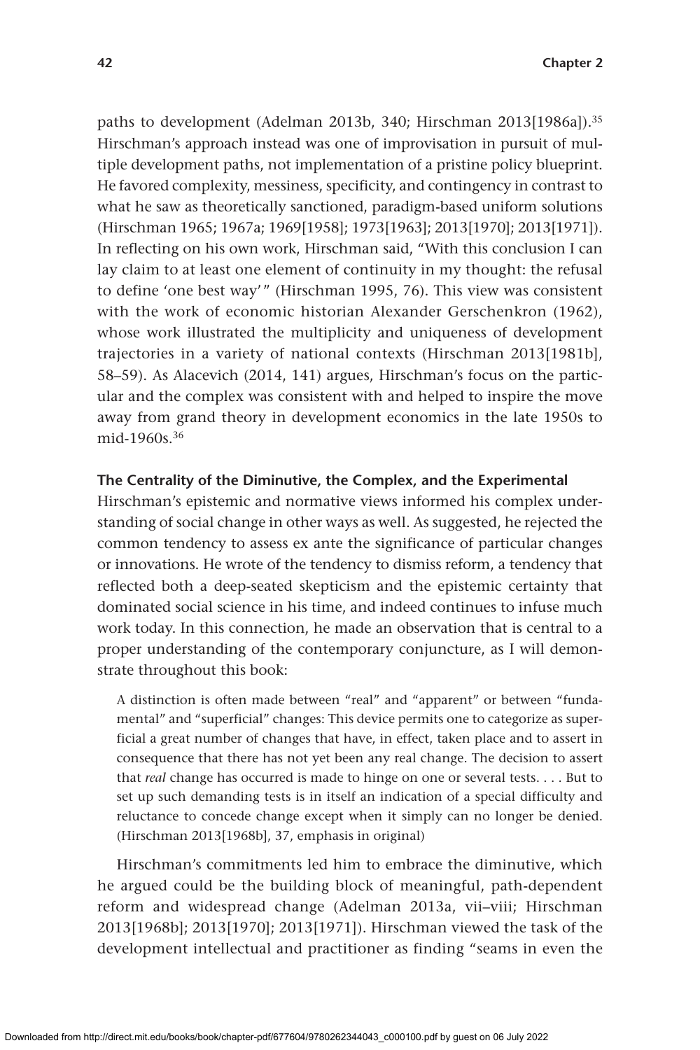paths to development (Adelman 2013b, 340; Hirschman 2013[1986a]).[35] Hirschman's approach instead was one of improvisation in pursuit of multiple development paths, not implementation of a pristine policy blueprint. He favored complexity, messiness, specificity, and contingency in contrast to what he saw as theoretically sanctioned, paradigm-based uniform solutions (Hirschman 1965; 1967a; 1969[1958]; 1973[1963]; 2013[1970]; 2013[1971]). In reflecting on his own work, Hirschman said, "With this conclusion I can lay claim to at least one element of continuity in my thought: the refusal to define 'one best way'" (Hirschman 1995, 76). This view was consistent with the work of economic historian Alexander Gerschenkron (1962), whose work illustrated the multiplicity and uniqueness of development trajectories in a variety of national contexts (Hirschman 2013[1981b], 58–59). As Alacevich (2014, 141) argues, Hirschman's focus on the particular and the complex was consistent with and helped to inspire the move away from grand theory in development economics in the late 1950s to mid-1960s.[36]

### The Centrality of the Diminutive, the Complex, and the Experimental

Hirschman's epistemic and normative views informed his complex understanding of social change in other ways as well. As suggested, he rejected the common tendency to assess ex ante the significance of particular changes or innovations. He wrote of the tendency to dismiss reform, a tendency that reflected both a deep-seated skepticism and the epistemic certainty that dominated social science in his time, and indeed continues to infuse much work today. In this connection, he made an observation that is central to a proper understanding of the contemporary conjuncture, as I will demonstrate throughout this book:

> A distinction is often made between "real" and "apparent" or between "fundamental" and "superficial" changes: This device permits one to categorize as superficial a great number of changes that have, in effect, taken place and to assert in consequence that there has not yet been any real change. The decision to assert that *real* change has occurred is made to hinge on one or several tests. . . . But to set up such demanding tests is in itself an indication of a special difficulty and reluctance to concede change except when it simply can no longer be denied. (Hirschman 2013[1968b], 37, emphasis in original)

Hirschman's commitments led him to embrace the diminutive, which he argued could be the building block of meaningful, path-dependent reform and widespread change (Adelman 2013a, vii–viii; Hirschman 2013[1968b]; 2013[1970]; 2013[1971]). Hirschman viewed the task of the development intellectual and practitioner as finding "seams in even the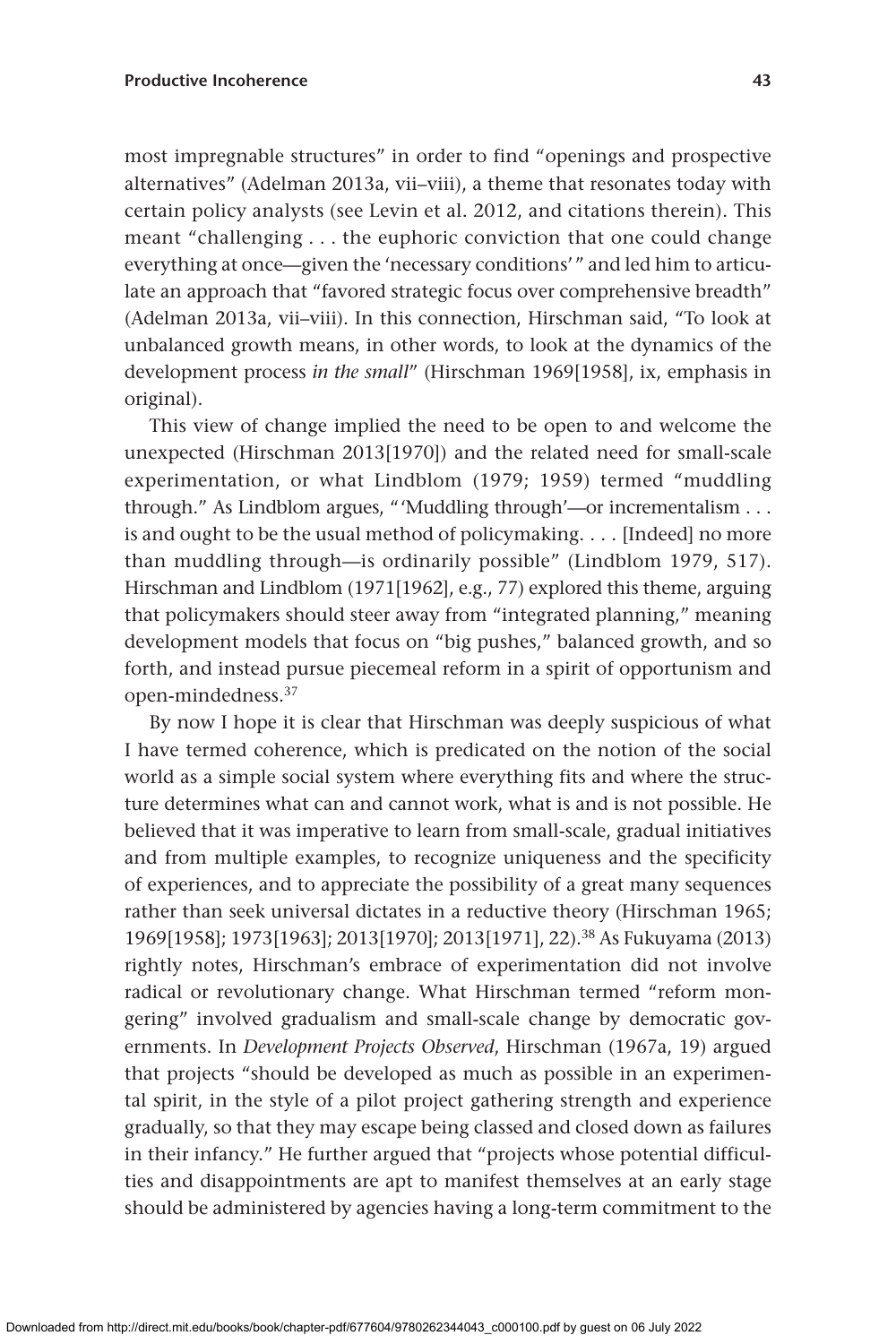most impregnable structures" in order to find "openings and prospective alternatives" (Adelman 2013a, vii–viii), a theme that resonates today with certain policy analysts (see Levin et al. 2012, and citations therein). This meant "challenging . . . the euphoric conviction that one could change everything at once—given the 'necessary conditions' " and led him to articulate an approach that "favored strategic focus over comprehensive breadth" (Adelman 2013a, vii–viii). In this connection, Hirschman said, "To look at unbalanced growth means, in other words, to look at the dynamics of the development process *in the small*" (Hirschman 1969[1958], ix, emphasis in original).

This view of change implied the need to be open to and welcome the unexpected (Hirschman 2013[1970]) and the related need for small-scale experimentation, or what Lindblom (1979; 1959) termed "muddling through." As Lindblom argues, " 'Muddling through'—or incrementalism . . . is and ought to be the usual method of policymaking. . . . [Indeed] no more than muddling through—is ordinarily possible" (Lindblom 1979, 517). Hirschman and Lindblom (1971[1962], e.g., 77) explored this theme, arguing that policymakers should steer away from "integrated planning," meaning development models that focus on "big pushes," balanced growth, and so forth, and instead pursue piecemeal reform in a spirit of opportunism and open-mindedness.[37]

By now I hope it is clear that Hirschman was deeply suspicious of what I have termed coherence, which is predicated on the notion of the social world as a simple social system where everything fits and where the structure determines what can and cannot work, what is and is not possible. He believed that it was imperative to learn from small-scale, gradual initiatives and from multiple examples, to recognize uniqueness and the specificity of experiences, and to appreciate the possibility of a great many sequences rather than seek universal dictates in a reductive theory (Hirschman 1965; 1969[1958]; 1973[1963]; 2013[1970]; 2013[1971], 22).[38] As Fukuyama (2013) rightly notes, Hirschman's embrace of experimentation did not involve radical or revolutionary change. What Hirschman termed "reform mongering" involved gradualism and small-scale change by democratic governments. In *Development Projects Observed*, Hirschman (1967a, 19) argued that projects "should be developed as much as possible in an experimental spirit, in the style of a pilot project gathering strength and experience gradually, so that they may escape being classed and closed down as failures in their infancy." He further argued that "projects whose potential difficulties and disappointments are apt to manifest themselves at an early stage should be administered by agencies having a long-term commitment to the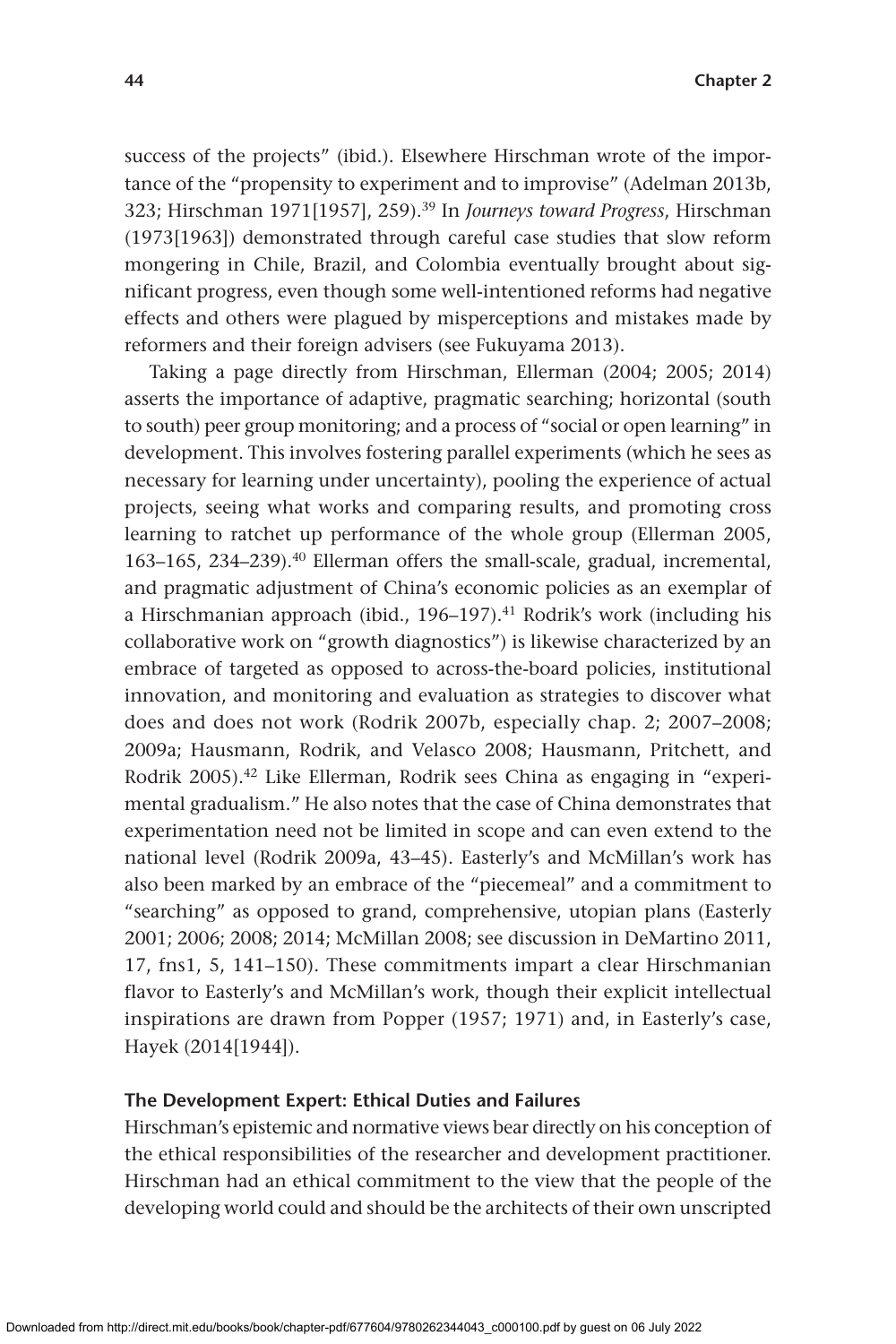success of the projects" (ibid.). Elsewhere Hirschman wrote of the importance of the "propensity to experiment and to improvise" (Adelman 2013b, 323; Hirschman 1971[1957], 259).[39] In *Journeys toward Progress*, Hirschman (1973[1963]) demonstrated through careful case studies that slow reform mongering in Chile, Brazil, and Colombia eventually brought about significant progress, even though some well-intentioned reforms had negative effects and others were plagued by misperceptions and mistakes made by reformers and their foreign advisers (see Fukuyama 2013).

Taking a page directly from Hirschman, Ellerman (2004; 2005; 2014) asserts the importance of adaptive, pragmatic searching; horizontal (south to south) peer group monitoring; and a process of "social or open learning" in development. This involves fostering parallel experiments (which he sees as necessary for learning under uncertainty), pooling the experience of actual projects, seeing what works and comparing results, and promoting cross learning to ratchet up performance of the whole group (Ellerman 2005, 163–165, 234–239).[40] Ellerman offers the small-scale, gradual, incremental, and pragmatic adjustment of China's economic policies as an exemplar of a Hirschmanian approach (ibid., 196–197).[41] Rodrik's work (including his collaborative work on "growth diagnostics") is likewise characterized by an embrace of targeted as opposed to across-the-board policies, institutional innovation, and monitoring and evaluation as strategies to discover what does and does not work (Rodrik 2007b, especially chap. 2; 2007–2008; 2009a; Hausmann, Rodrik, and Velasco 2008; Hausmann, Pritchett, and Rodrik 2005).[42] Like Ellerman, Rodrik sees China as engaging in "experimental gradualism." He also notes that the case of China demonstrates that experimentation need not be limited in scope and can even extend to the national level (Rodrik 2009a, 43–45). Easterly's and McMillan's work has also been marked by an embrace of the "piecemeal" and a commitment to "searching" as opposed to grand, comprehensive, utopian plans (Easterly 2001; 2006; 2008; 2014; McMillan 2008; see discussion in DeMartino 2011, 17, fns1, 5, 141–150). These commitments impart a clear Hirschmanian flavor to Easterly's and McMillan's work, though their explicit intellectual inspirations are drawn from Popper (1957; 1971) and, in Easterly's case, Hayek (2014[1944]).

### The Development Expert: Ethical Duties and Failures

Hirschman's epistemic and normative views bear directly on his conception of the ethical responsibilities of the researcher and development practitioner. Hirschman had an ethical commitment to the view that the people of the developing world could and should be the architects of their own unscripted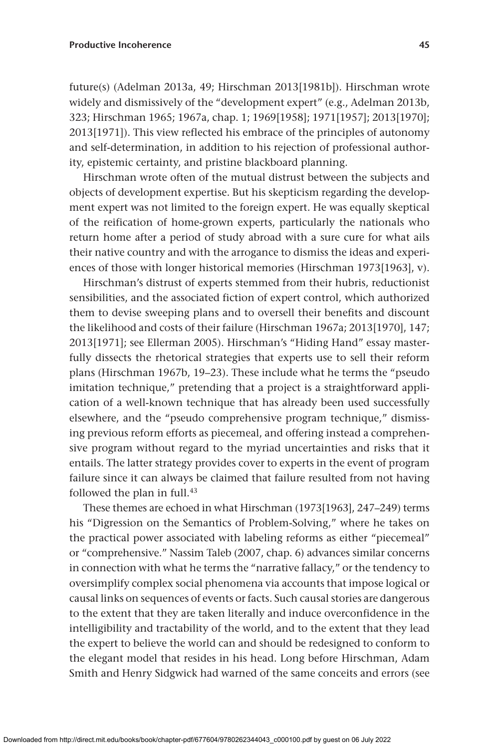future(s) (Adelman 2013a, 49; Hirschman 2013[1981b]). Hirschman wrote widely and dismissively of the "development expert" (e.g., Adelman 2013b, 323; Hirschman 1965; 1967a, chap. 1; 1969[1958]; 1971[1957]; 2013[1970]; 2013[1971]). This view reflected his embrace of the principles of autonomy and self-determination, in addition to his rejection of professional authority, epistemic certainty, and pristine blackboard planning.

Hirschman wrote often of the mutual distrust between the subjects and objects of development expertise. But his skepticism regarding the development expert was not limited to the foreign expert. He was equally skeptical of the reification of home-grown experts, particularly the nationals who return home after a period of study abroad with a sure cure for what ails their native country and with the arrogance to dismiss the ideas and experiences of those with longer historical memories (Hirschman 1973[1963], v).

Hirschman's distrust of experts stemmed from their hubris, reductionist sensibilities, and the associated fiction of expert control, which authorized them to devise sweeping plans and to oversell their benefits and discount the likelihood and costs of their failure (Hirschman 1967a; 2013[1970], 147; 2013[1971]; see Ellerman 2005). Hirschman's "Hiding Hand" essay masterfully dissects the rhetorical strategies that experts use to sell their reform plans (Hirschman 1967b, 19–23). These include what he terms the "pseudo imitation technique," pretending that a project is a straightforward application of a well-known technique that has already been used successfully elsewhere, and the "pseudo comprehensive program technique," dismissing previous reform efforts as piecemeal, and offering instead a comprehensive program without regard to the myriad uncertainties and risks that it entails. The latter strategy provides cover to experts in the event of program failure since it can always be claimed that failure resulted from not having followed the plan in full.[43]

These themes are echoed in what Hirschman (1973[1963], 247–249) terms his "Digression on the Semantics of Problem-Solving," where he takes on the practical power associated with labeling reforms as either "piecemeal" or "comprehensive." Nassim Taleb (2007, chap. 6) advances similar concerns in connection with what he terms the "narrative fallacy," or the tendency to oversimplify complex social phenomena via accounts that impose logical or causal links on sequences of events or facts. Such causal stories are dangerous to the extent that they are taken literally and induce overconfidence in the intelligibility and tractability of the world, and to the extent that they lead the expert to believe the world can and should be redesigned to conform to the elegant model that resides in his head. Long before Hirschman, Adam Smith and Henry Sidgwick had warned of the same conceits and errors (see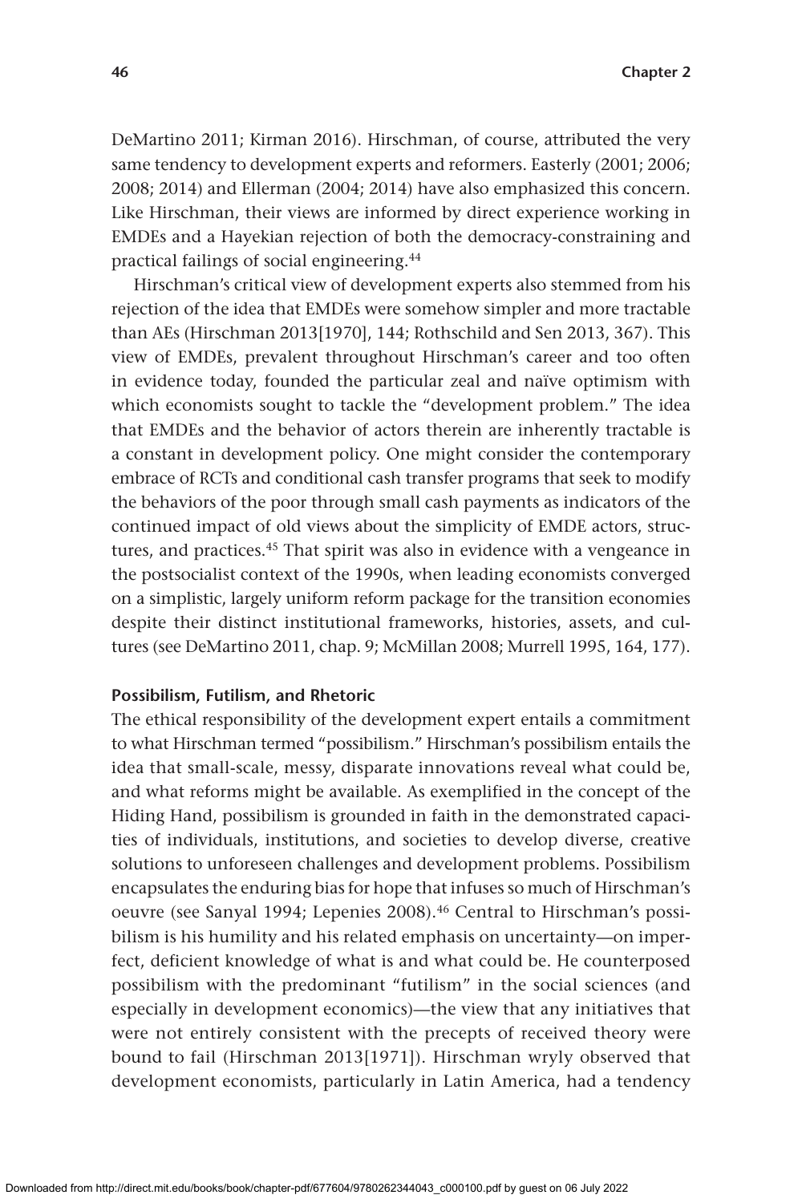DeMartino 2011; Kirman 2016). Hirschman, of course, attributed the very same tendency to development experts and reformers. Easterly (2001; 2006; 2008; 2014) and Ellerman (2004; 2014) have also emphasized this concern. Like Hirschman, their views are informed by direct experience working in EMDEs and a Hayekian rejection of both the democracy-constraining and practical failings of social engineering.[44]

Hirschman's critical view of development experts also stemmed from his rejection of the idea that EMDEs were somehow simpler and more tractable than AEs (Hirschman 2013[1970], 144; Rothschild and Sen 2013, 367). This view of EMDEs, prevalent throughout Hirschman's career and too often in evidence today, founded the particular zeal and naïve optimism with which economists sought to tackle the "development problem." The idea that EMDEs and the behavior of actors therein are inherently tractable is a constant in development policy. One might consider the contemporary embrace of RCTs and conditional cash transfer programs that seek to modify the behaviors of the poor through small cash payments as indicators of the continued impact of old views about the simplicity of EMDE actors, structures, and practices.[45] That spirit was also in evidence with a vengeance in the postsocialist context of the 1990s, when leading economists converged on a simplistic, largely uniform reform package for the transition economies despite their distinct institutional frameworks, histories, assets, and cultures (see DeMartino 2011, chap. 9; McMillan 2008; Murrell 1995, 164, 177).

### Possibilism, Futilism, and Rhetoric

The ethical responsibility of the development expert entails a commitment to what Hirschman termed "possibilism." Hirschman's possibilism entails the idea that small-scale, messy, disparate innovations reveal what could be, and what reforms might be available. As exemplified in the concept of the Hiding Hand, possibilism is grounded in faith in the demonstrated capacities of individuals, institutions, and societies to develop diverse, creative solutions to unforeseen challenges and development problems. Possibilism encapsulates the enduring bias for hope that infuses so much of Hirschman's oeuvre (see Sanyal 1994; Lepenies 2008).[46] Central to Hirschman's possibilism is his humility and his related emphasis on uncertainty—on imperfect, deficient knowledge of what is and what could be. He counterposed possibilism with the predominant "futilism" in the social sciences (and especially in development economics)—the view that any initiatives that were not entirely consistent with the precepts of received theory were bound to fail (Hirschman 2013[1971]). Hirschman wryly observed that development economists, particularly in Latin America, had a tendency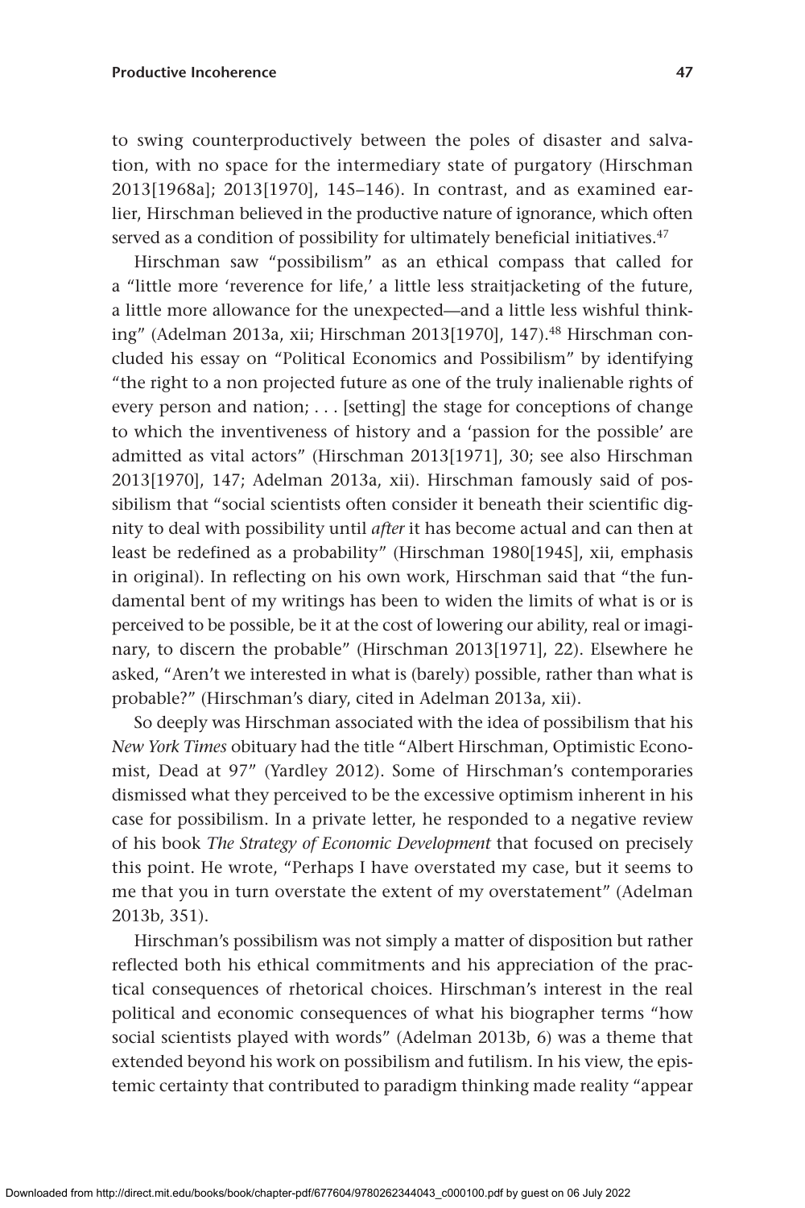to swing counterproductively between the poles of disaster and salvation, with no space for the intermediary state of purgatory (Hirschman 2013[1968a]; 2013[1970], 145–146). In contrast, and as examined earlier, Hirschman believed in the productive nature of ignorance, which often served as a condition of possibility for ultimately beneficial initiatives.[47]

Hirschman saw "possibilism" as an ethical compass that called for a "little more 'reverence for life,' a little less straitjacketing of the future, a little more allowance for the unexpected—and a little less wishful thinking" (Adelman 2013a, xii; Hirschman 2013[1970], 147).[48] Hirschman concluded his essay on "Political Economics and Possibilism" by identifying "the right to a non projected future as one of the truly inalienable rights of every person and nation; . . . [setting] the stage for conceptions of change to which the inventiveness of history and a 'passion for the possible' are admitted as vital actors" (Hirschman 2013[1971], 30; see also Hirschman 2013[1970], 147; Adelman 2013a, xii). Hirschman famously said of possibilism that "social scientists often consider it beneath their scientific dignity to deal with possibility until *after* it has become actual and can then at least be redefined as a probability" (Hirschman 1980[1945], xii, emphasis in original). In reflecting on his own work, Hirschman said that "the fundamental bent of my writings has been to widen the limits of what is or is perceived to be possible, be it at the cost of lowering our ability, real or imaginary, to discern the probable" (Hirschman 2013[1971], 22). Elsewhere he asked, "Aren't we interested in what is (barely) possible, rather than what is probable?" (Hirschman's diary, cited in Adelman 2013a, xii).

So deeply was Hirschman associated with the idea of possibilism that his *New York Times* obituary had the title "Albert Hirschman, Optimistic Economist, Dead at 97" (Yardley 2012). Some of Hirschman's contemporaries dismissed what they perceived to be the excessive optimism inherent in his case for possibilism. In a private letter, he responded to a negative review of his book *The Strategy of Economic Development* that focused on precisely this point. He wrote, "Perhaps I have overstated my case, but it seems to me that you in turn overstate the extent of my overstatement" (Adelman 2013b, 351).

Hirschman's possibilism was not simply a matter of disposition but rather reflected both his ethical commitments and his appreciation of the practical consequences of rhetorical choices. Hirschman's interest in the real political and economic consequences of what his biographer terms "how social scientists played with words" (Adelman 2013b, 6) was a theme that extended beyond his work on possibilism and futilism. In his view, the epistemic certainty that contributed to paradigm thinking made reality "appear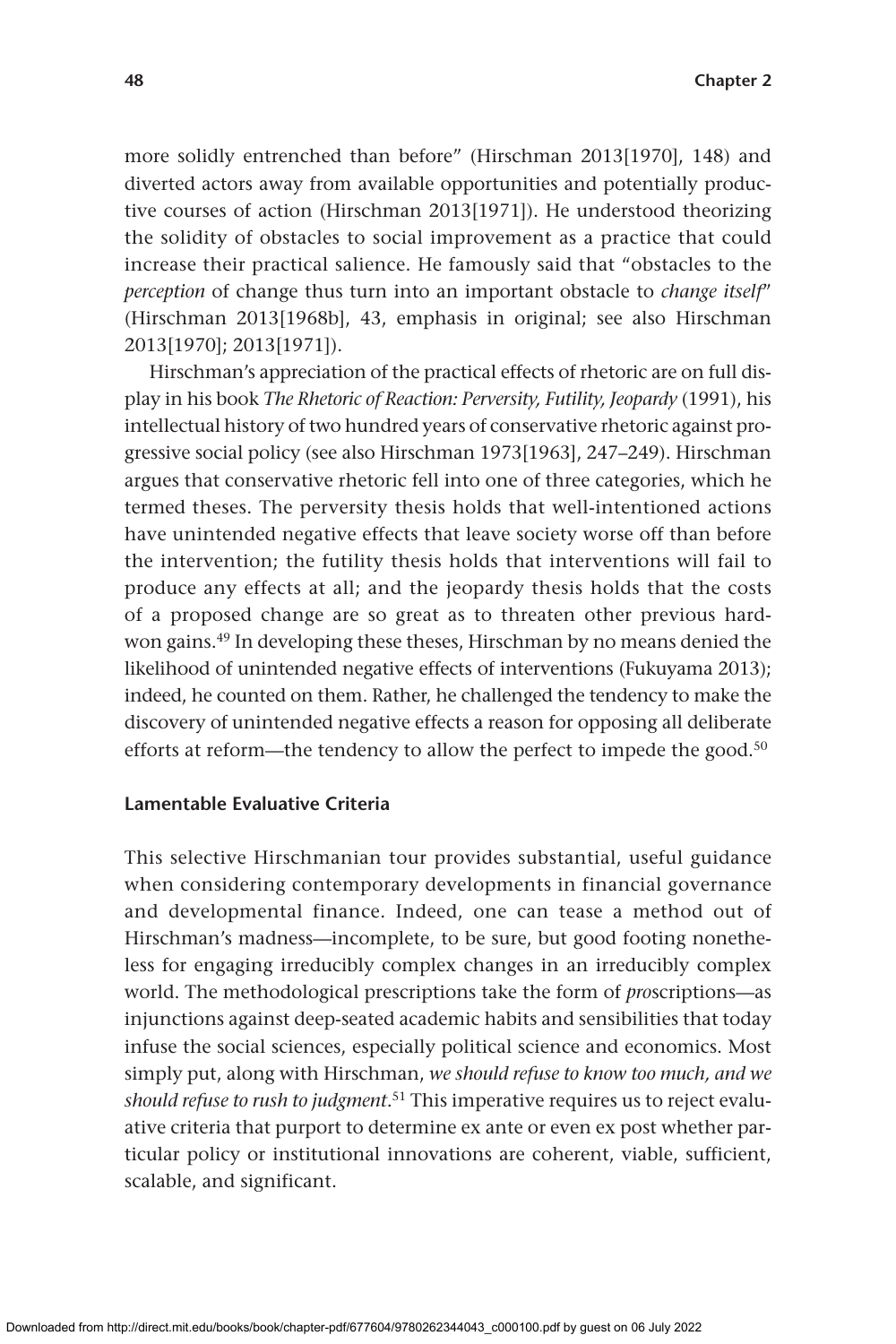more solidly entrenched than before" (Hirschman 2013[1970], 148) and diverted actors away from available opportunities and potentially productive courses of action (Hirschman 2013[1971]). He understood theorizing the solidity of obstacles to social improvement as a practice that could increase their practical salience. He famously said that "obstacles to the *perception* of change thus turn into an important obstacle to *change itself*" (Hirschman 2013[1968b], 43, emphasis in original; see also Hirschman 2013[1970]; 2013[1971]).

Hirschman's appreciation of the practical effects of rhetoric are on full display in his book *The Rhetoric of Reaction: Perversity, Futility, Jeopardy* (1991), his intellectual history of two hundred years of conservative rhetoric against progressive social policy (see also Hirschman 1973[1963], 247–249). Hirschman argues that conservative rhetoric fell into one of three categories, which he termed theses. The perversity thesis holds that well-intentioned actions have unintended negative effects that leave society worse off than before the intervention; the futility thesis holds that interventions will fail to produce any effects at all; and the jeopardy thesis holds that the costs of a proposed change are so great as to threaten other previous hard-won gains.[49] In developing these theses, Hirschman by no means denied the likelihood of unintended negative effects of interventions (Fukuyama 2013); indeed, he counted on them. Rather, he challenged the tendency to make the discovery of unintended negative effects a reason for opposing all deliberate efforts at reform—the tendency to allow the perfect to impede the good.[50]

### Lamentable Evaluative Criteria

This selective Hirschmanian tour provides substantial, useful guidance when considering contemporary developments in financial governance and developmental finance. Indeed, one can tease a method out of Hirschman's madness—incomplete, to be sure, but good footing nonetheless for engaging irreducibly complex changes in an irreducibly complex world. The methodological prescriptions take the form of *pro*scriptions—as injunctions against deep-seated academic habits and sensibilities that today infuse the social sciences, especially political science and economics. Most simply put, along with Hirschman, *we should refuse to know too much, and we should refuse to rush to judgment*.[51] This imperative requires us to reject evaluative criteria that purport to determine ex ante or even ex post whether particular policy or institutional innovations are coherent, viable, sufficient, scalable, and significant.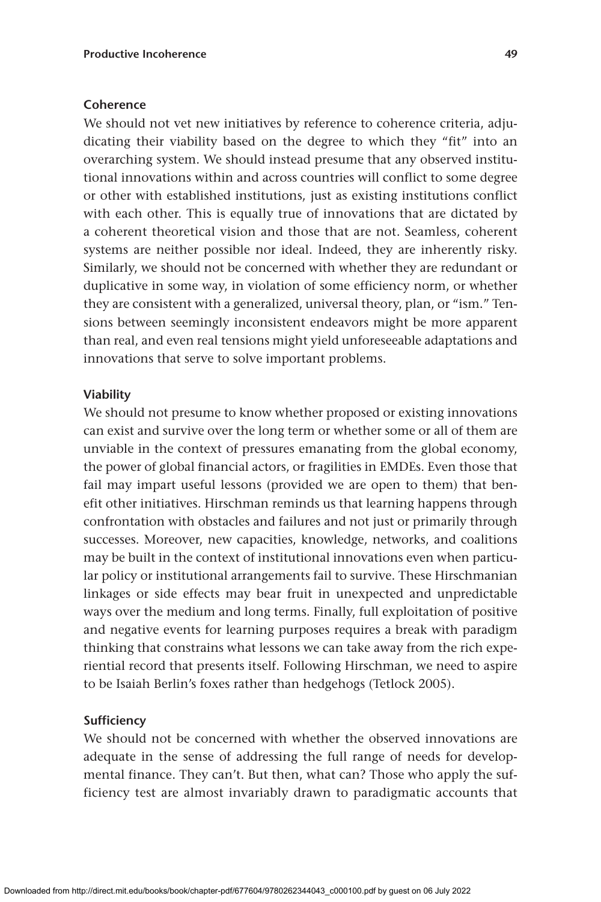### Coherence

We should not vet new initiatives by reference to coherence criteria, adjudicating their viability based on the degree to which they "fit" into an overarching system. We should instead presume that any observed institutional innovations within and across countries will conflict to some degree or other with established institutions, just as existing institutions conflict with each other. This is equally true of innovations that are dictated by a coherent theoretical vision and those that are not. Seamless, coherent systems are neither possible nor ideal. Indeed, they are inherently risky. Similarly, we should not be concerned with whether they are redundant or duplicative in some way, in violation of some efficiency norm, or whether they are consistent with a generalized, universal theory, plan, or "ism." Tensions between seemingly inconsistent endeavors might be more apparent than real, and even real tensions might yield unforeseeable adaptations and innovations that serve to solve important problems.

### Viability

We should not presume to know whether proposed or existing innovations can exist and survive over the long term or whether some or all of them are unviable in the context of pressures emanating from the global economy, the power of global financial actors, or fragilities in EMDEs. Even those that fail may impart useful lessons (provided we are open to them) that benefit other initiatives. Hirschman reminds us that learning happens through confrontation with obstacles and failures and not just or primarily through successes. Moreover, new capacities, knowledge, networks, and coalitions may be built in the context of institutional innovations even when particular policy or institutional arrangements fail to survive. These Hirschmanian linkages or side effects may bear fruit in unexpected and unpredictable ways over the medium and long terms. Finally, full exploitation of positive and negative events for learning purposes requires a break with paradigm thinking that constrains what lessons we can take away from the rich experiential record that presents itself. Following Hirschman, we need to aspire to be Isaiah Berlin's foxes rather than hedgehogs (Tetlock 2005).

### Sufficiency

We should not be concerned with whether the observed innovations are adequate in the sense of addressing the full range of needs for developmental finance. They can't. But then, what can? Those who apply the sufficiency test are almost invariably drawn to paradigmatic accounts that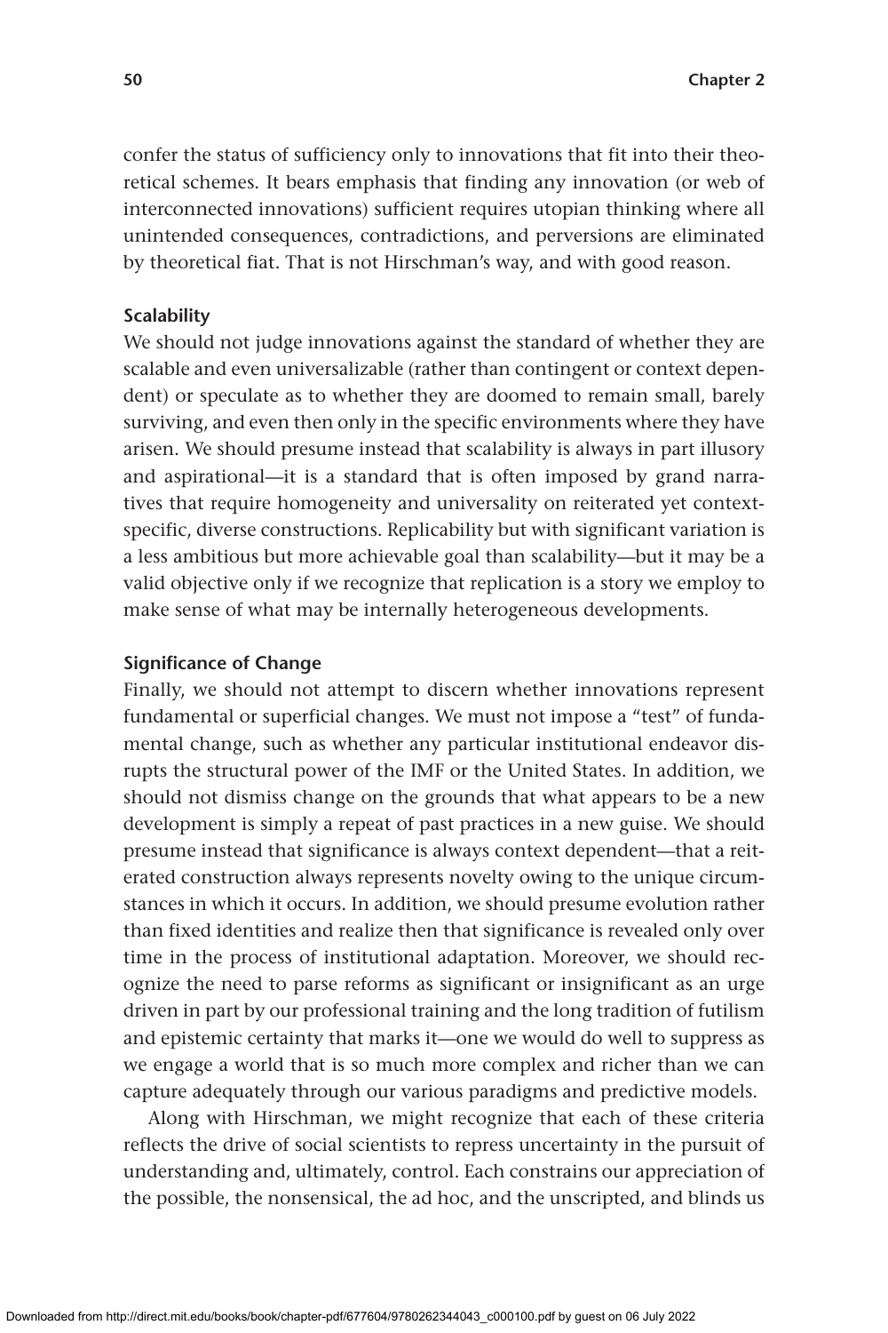confer the status of sufficiency only to innovations that fit into their theoretical schemes. It bears emphasis that finding any innovation (or web of interconnected innovations) sufficient requires utopian thinking where all unintended consequences, contradictions, and perversions are eliminated by theoretical fiat. That is not Hirschman's way, and with good reason.

**Scalability**

We should not judge innovations against the standard of whether they are scalable and even universalizable (rather than contingent or context dependent) or speculate as to whether they are doomed to remain small, barely surviving, and even then only in the specific environments where they have arisen. We should presume instead that scalability is always in part illusory and aspirational—it is a standard that is often imposed by grand narratives that require homogeneity and universality on reiterated yet context-specific, diverse constructions. Replicability but with significant variation is a less ambitious but more achievable goal than scalability—but it may be a valid objective only if we recognize that replication is a story we employ to make sense of what may be internally heterogeneous developments.

**Significance of Change**

Finally, we should not attempt to discern whether innovations represent fundamental or superficial changes. We must not impose a "test" of fundamental change, such as whether any particular institutional endeavor disrupts the structural power of the IMF or the United States. In addition, we should not dismiss change on the grounds that what appears to be a new development is simply a repeat of past practices in a new guise. We should presume instead that significance is always context dependent—that a reiterated construction always represents novelty owing to the unique circumstances in which it occurs. In addition, we should presume evolution rather than fixed identities and realize then that significance is revealed only over time in the process of institutional adaptation. Moreover, we should recognize the need to parse reforms as significant or insignificant as an urge driven in part by our professional training and the long tradition of futilism and epistemic certainty that marks it—one we would do well to suppress as we engage a world that is so much more complex and richer than we can capture adequately through our various paradigms and predictive models.

Along with Hirschman, we might recognize that each of these criteria reflects the drive of social scientists to repress uncertainty in the pursuit of understanding and, ultimately, control. Each constrains our appreciation of the possible, the nonsensical, the ad hoc, and the unscripted, and blinds us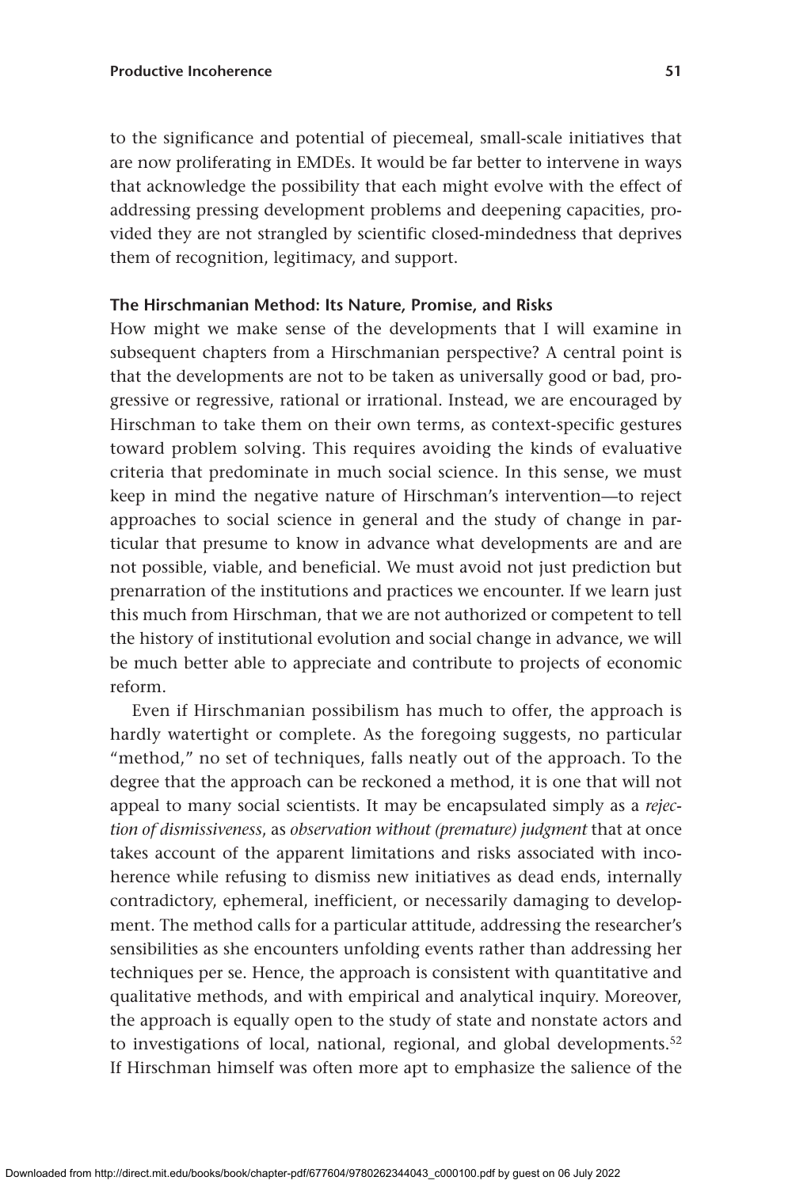to the significance and potential of piecemeal, small-scale initiatives that are now proliferating in EMDEs. It would be far better to intervene in ways that acknowledge the possibility that each might evolve with the effect of addressing pressing development problems and deepening capacities, provided they are not strangled by scientific closed-mindedness that deprives them of recognition, legitimacy, and support.

### The Hirschmanian Method: Its Nature, Promise, and Risks

How might we make sense of the developments that I will examine in subsequent chapters from a Hirschmanian perspective? A central point is that the developments are not to be taken as universally good or bad, progressive or regressive, rational or irrational. Instead, we are encouraged by Hirschman to take them on their own terms, as context-specific gestures toward problem solving. This requires avoiding the kinds of evaluative criteria that predominate in much social science. In this sense, we must keep in mind the negative nature of Hirschman's intervention—to reject approaches to social science in general and the study of change in particular that presume to know in advance what developments are and are not possible, viable, and beneficial. We must avoid not just prediction but prenarration of the institutions and practices we encounter. If we learn just this much from Hirschman, that we are not authorized or competent to tell the history of institutional evolution and social change in advance, we will be much better able to appreciate and contribute to projects of economic reform.

Even if Hirschmanian possibilism has much to offer, the approach is hardly watertight or complete. As the foregoing suggests, no particular "method," no set of techniques, falls neatly out of the approach. To the degree that the approach can be reckoned a method, it is one that will not appeal to many social scientists. It may be encapsulated simply as a *rejection of dismissiveness*, as *observation without (premature) judgment* that at once takes account of the apparent limitations and risks associated with incoherence while refusing to dismiss new initiatives as dead ends, internally contradictory, ephemeral, inefficient, or necessarily damaging to development. The method calls for a particular attitude, addressing the researcher's sensibilities as she encounters unfolding events rather than addressing her techniques per se. Hence, the approach is consistent with quantitative and qualitative methods, and with empirical and analytical inquiry. Moreover, the approach is equally open to the study of state and nonstate actors and to investigations of local, national, regional, and global developments.[52] If Hirschman himself was often more apt to emphasize the salience of the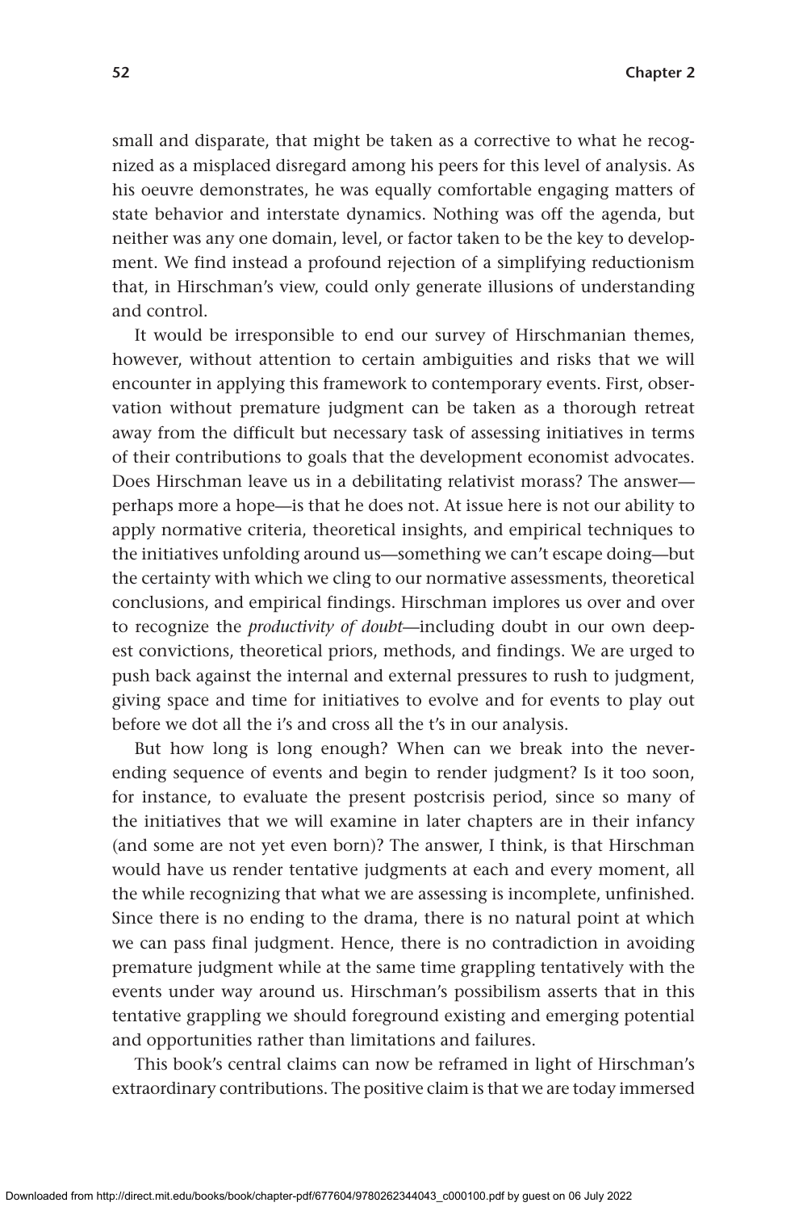small and disparate, that might be taken as a corrective to what he recognized as a misplaced disregard among his peers for this level of analysis. As his oeuvre demonstrates, he was equally comfortable engaging matters of state behavior and interstate dynamics. Nothing was off the agenda, but neither was any one domain, level, or factor taken to be the key to development. We find instead a profound rejection of a simplifying reductionism that, in Hirschman's view, could only generate illusions of understanding and control.

It would be irresponsible to end our survey of Hirschmanian themes, however, without attention to certain ambiguities and risks that we will encounter in applying this framework to contemporary events. First, observation without premature judgment can be taken as a thorough retreat away from the difficult but necessary task of assessing initiatives in terms of their contributions to goals that the development economist advocates. Does Hirschman leave us in a debilitating relativist morass? The answer—perhaps more a hope—is that he does not. At issue here is not our ability to apply normative criteria, theoretical insights, and empirical techniques to the initiatives unfolding around us—something we can't escape doing—but the certainty with which we cling to our normative assessments, theoretical conclusions, and empirical findings. Hirschman implores us over and over to recognize the *productivity of doubt*—including doubt in our own deepest convictions, theoretical priors, methods, and findings. We are urged to push back against the internal and external pressures to rush to judgment, giving space and time for initiatives to evolve and for events to play out before we dot all the i's and cross all the t's in our analysis.

But how long is long enough? When can we break into the never-ending sequence of events and begin to render judgment? Is it too soon, for instance, to evaluate the present postcrisis period, since so many of the initiatives that we will examine in later chapters are in their infancy (and some are not yet even born)? The answer, I think, is that Hirschman would have us render tentative judgments at each and every moment, all the while recognizing that what we are assessing is incomplete, unfinished. Since there is no ending to the drama, there is no natural point at which we can pass final judgment. Hence, there is no contradiction in avoiding premature judgment while at the same time grappling tentatively with the events under way around us. Hirschman's possibilism asserts that in this tentative grappling we should foreground existing and emerging potential and opportunities rather than limitations and failures.

This book's central claims can now be reframed in light of Hirschman's extraordinary contributions. The positive claim is that we are today immersed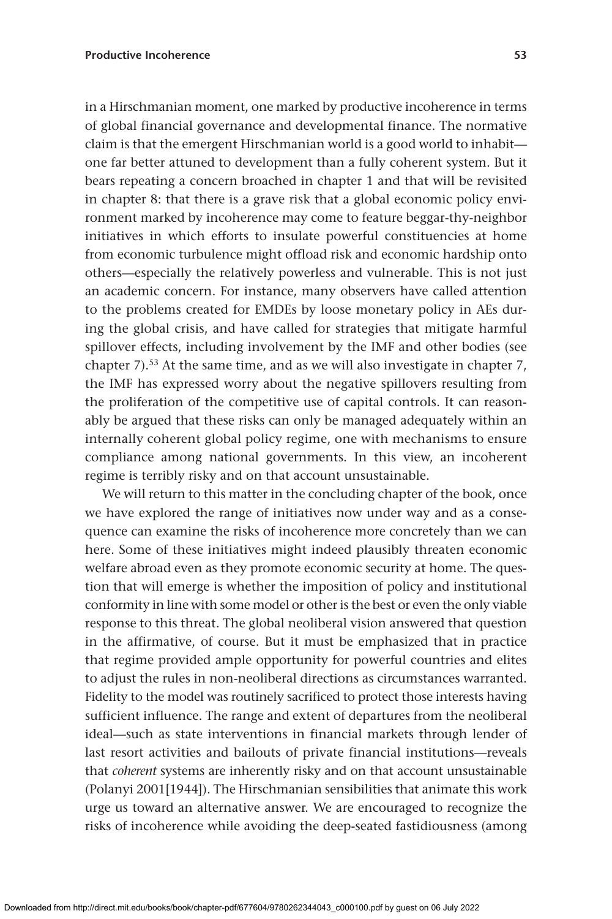in a Hirschmanian moment, one marked by productive incoherence in terms of global financial governance and developmental finance. The normative claim is that the emergent Hirschmanian world is a good world to inhabit—one far better attuned to development than a fully coherent system. But it bears repeating a concern broached in chapter 1 and that will be revisited in chapter 8: that there is a grave risk that a global economic policy environment marked by incoherence may come to feature beggar-thy-neighbor initiatives in which efforts to insulate powerful constituencies at home from economic turbulence might offload risk and economic hardship onto others—especially the relatively powerless and vulnerable. This is not just an academic concern. For instance, many observers have called attention to the problems created for EMDEs by loose monetary policy in AEs during the global crisis, and have called for strategies that mitigate harmful spillover effects, including involvement by the IMF and other bodies (see chapter 7).[53] At the same time, and as we will also investigate in chapter 7, the IMF has expressed worry about the negative spillovers resulting from the proliferation of the competitive use of capital controls. It can reasonably be argued that these risks can only be managed adequately within an internally coherent global policy regime, one with mechanisms to ensure compliance among national governments. In this view, an incoherent regime is terribly risky and on that account unsustainable.

We will return to this matter in the concluding chapter of the book, once we have explored the range of initiatives now under way and as a consequence can examine the risks of incoherence more concretely than we can here. Some of these initiatives might indeed plausibly threaten economic welfare abroad even as they promote economic security at home. The question that will emerge is whether the imposition of policy and institutional conformity in line with some model or other is the best or even the only viable response to this threat. The global neoliberal vision answered that question in the affirmative, of course. But it must be emphasized that in practice that regime provided ample opportunity for powerful countries and elites to adjust the rules in non-neoliberal directions as circumstances warranted. Fidelity to the model was routinely sacrificed to protect those interests having sufficient influence. The range and extent of departures from the neoliberal ideal—such as state interventions in financial markets through lender of last resort activities and bailouts of private financial institutions—reveals that *coherent* systems are inherently risky and on that account unsustainable (Polanyi 2001[1944]). The Hirschmanian sensibilities that animate this work urge us toward an alternative answer. We are encouraged to recognize the risks of incoherence while avoiding the deep-seated fastidiousness (among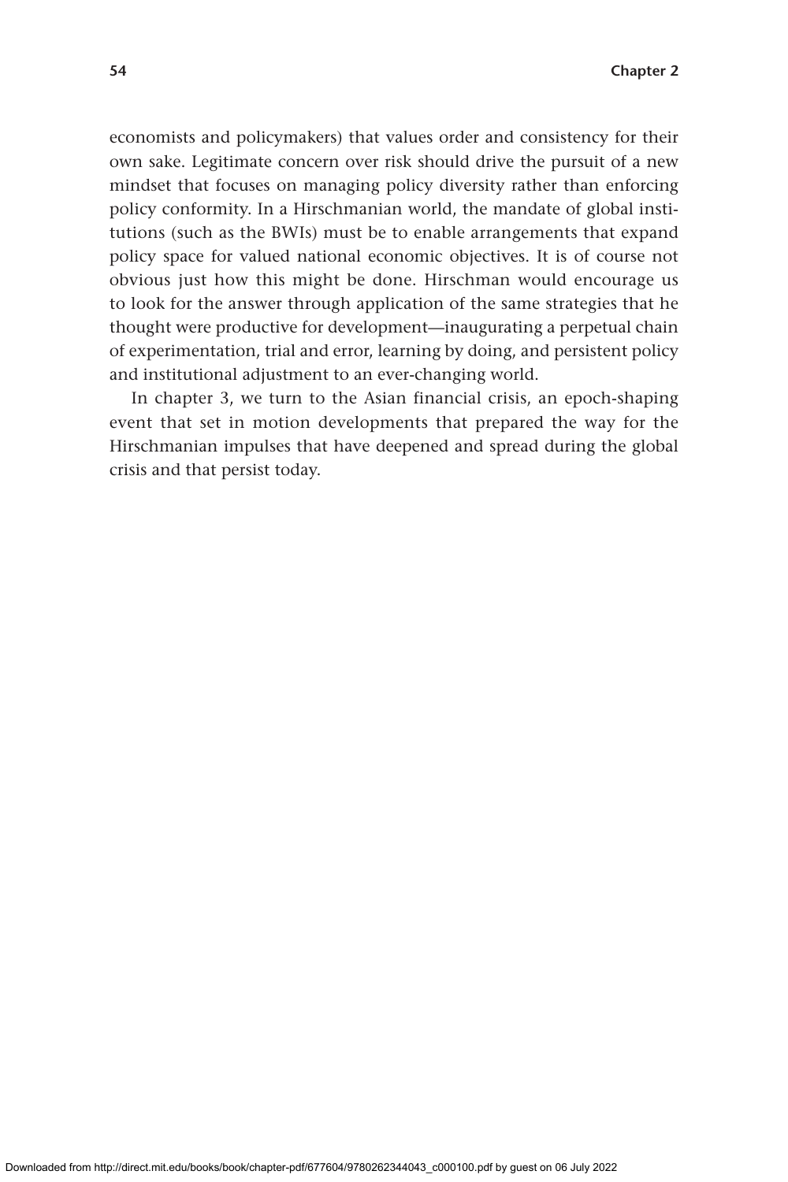economists and policymakers) that values order and consistency for their own sake. Legitimate concern over risk should drive the pursuit of a new mindset that focuses on managing policy diversity rather than enforcing policy conformity. In a Hirschmanian world, the mandate of global institutions (such as the BWIs) must be to enable arrangements that expand policy space for valued national economic objectives. It is of course not obvious just how this might be done. Hirschman would encourage us to look for the answer through application of the same strategies that he thought were productive for development—inaugurating a perpetual chain of experimentation, trial and error, learning by doing, and persistent policy and institutional adjustment to an ever-changing world.

In chapter 3, we turn to the Asian financial crisis, an epoch-shaping event that set in motion developments that prepared the way for the Hirschmanian impulses that have deepened and spread during the global crisis and that persist today.